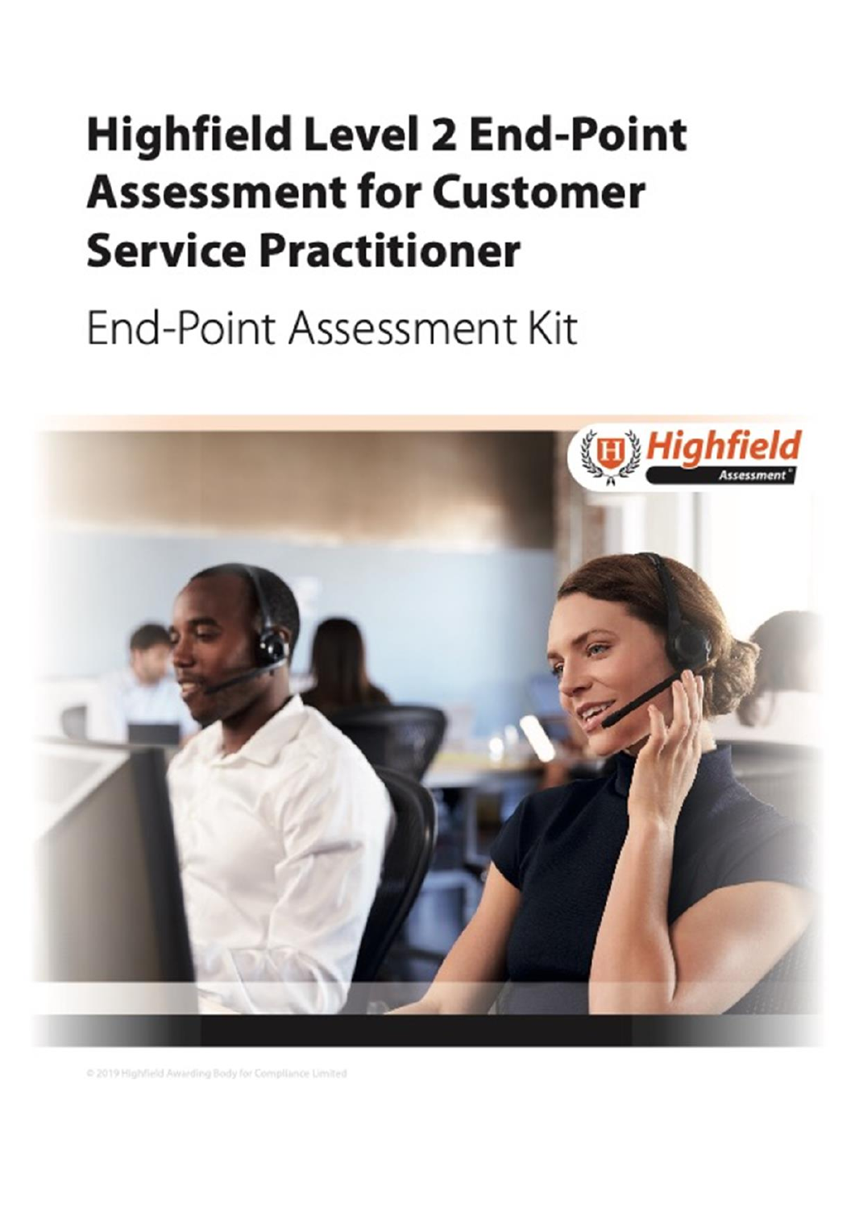# Highfield Level 2 End-Point Assessment for Customer Service Practitioner

End-Point Assessment Kit

© 2019 Highfield Awarding Body for Compliance Limited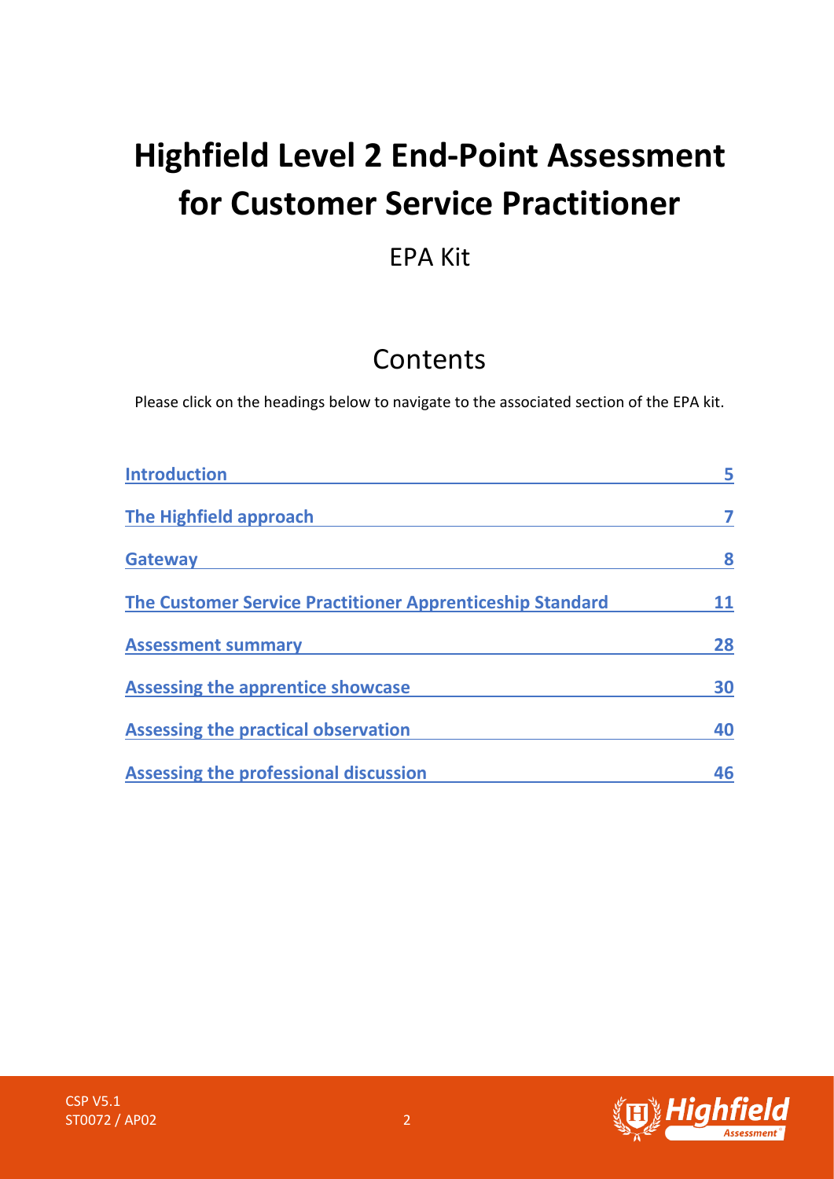# Highfield Level 2 End-Point Assessment for Customer Service Practitioner

EPA Kit

## Contents

Please click on the headings below to navigate to the associated section of the EPA kit.

| | |
|---|---|
| Introduction | 5 |
| The Highfield approach | 7 |
| Gateway | 8 |
| The Customer Service Practitioner Apprenticeship Standard | 11 |
| Assessment summary | 28 |
| Assessing the apprentice showcase | 30 |
| Assessing the practical observation | 40 |
| Assessing the professional discussion | 46 |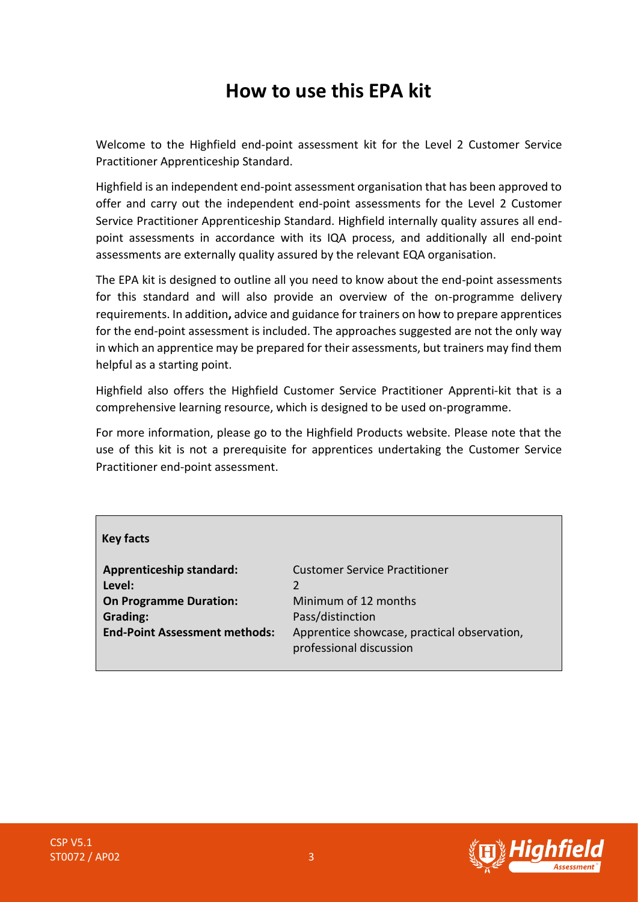# How to use this EPA kit

Welcome to the Highfield end-point assessment kit for the Level 2 Customer Service Practitioner Apprenticeship Standard.

Highfield is an independent end-point assessment organisation that has been approved to offer and carry out the independent end-point assessments for the Level 2 Customer Service Practitioner Apprenticeship Standard. Highfield internally quality assures all end-point assessments in accordance with its IQA process, and additionally all end-point assessments are externally quality assured by the relevant EQA organisation.

The EPA kit is designed to outline all you need to know about the end-point assessments for this standard and will also provide an overview of the on-programme delivery requirements. In addition**,** advice and guidance for trainers on how to prepare apprentices for the end-point assessment is included. The approaches suggested are not the only way in which an apprentice may be prepared for their assessments, but trainers may find them helpful as a starting point.

Highfield also offers the Highfield Customer Service Practitioner Apprenti-kit that is a comprehensive learning resource, which is designed to be used on-programme.

For more information, please go to the Highfield Products website. Please note that the use of this kit is not a prerequisite for apprentices undertaking the Customer Service Practitioner end-point assessment.

**Key facts**

| | |
|---|---|
| **Apprenticeship standard:** | Customer Service Practitioner |
| **Level:** | 2 |
| **On Programme Duration:** | Minimum of 12 months |
| **Grading:** | Pass/distinction |
| **End-Point Assessment methods:** | Apprentice showcase, practical observation, professional discussion |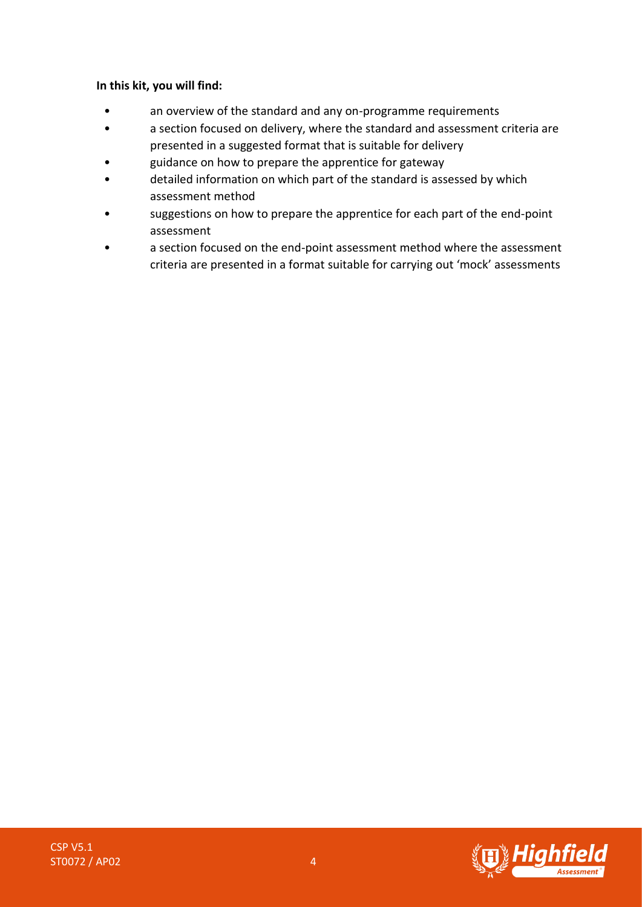**In this kit, you will find:**

- an overview of the standard and any on-programme requirements
- a section focused on delivery, where the standard and assessment criteria are presented in a suggested format that is suitable for delivery
- guidance on how to prepare the apprentice for gateway
- detailed information on which part of the standard is assessed by which assessment method
- suggestions on how to prepare the apprentice for each part of the end-point assessment
- a section focused on the end-point assessment method where the assessment criteria are presented in a format suitable for carrying out 'mock' assessments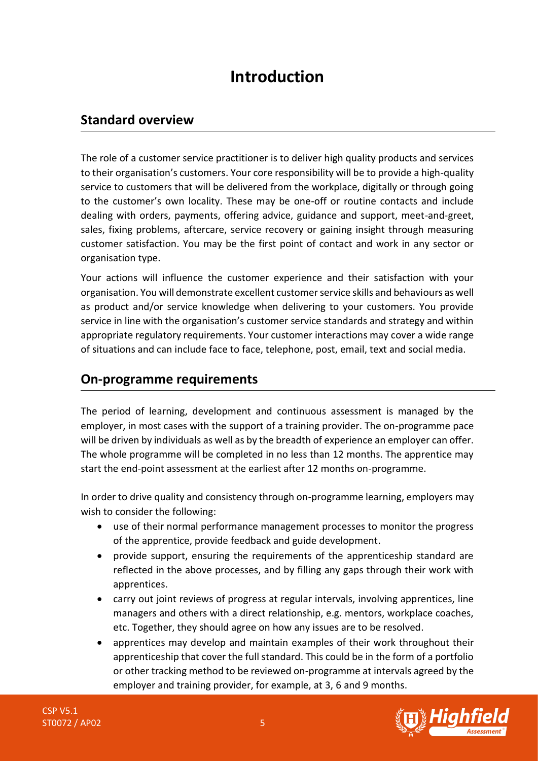# Introduction

## Standard overview

The role of a customer service practitioner is to deliver high quality products and services to their organisation's customers. Your core responsibility will be to provide a high-quality service to customers that will be delivered from the workplace, digitally or through going to the customer's own locality. These may be one-off or routine contacts and include dealing with orders, payments, offering advice, guidance and support, meet-and-greet, sales, fixing problems, aftercare, service recovery or gaining insight through measuring customer satisfaction. You may be the first point of contact and work in any sector or organisation type.

Your actions will influence the customer experience and their satisfaction with your organisation. You will demonstrate excellent customer service skills and behaviours as well as product and/or service knowledge when delivering to your customers. You provide service in line with the organisation's customer service standards and strategy and within appropriate regulatory requirements. Your customer interactions may cover a wide range of situations and can include face to face, telephone, post, email, text and social media.

## On-programme requirements

The period of learning, development and continuous assessment is managed by the employer, in most cases with the support of a training provider. The on-programme pace will be driven by individuals as well as by the breadth of experience an employer can offer. The whole programme will be completed in no less than 12 months. The apprentice may start the end-point assessment at the earliest after 12 months on-programme.

In order to drive quality and consistency through on-programme learning, employers may wish to consider the following:

- use of their normal performance management processes to monitor the progress of the apprentice, provide feedback and guide development.
- provide support, ensuring the requirements of the apprenticeship standard are reflected in the above processes, and by filling any gaps through their work with apprentices.
- carry out joint reviews of progress at regular intervals, involving apprentices, line managers and others with a direct relationship, e.g. mentors, workplace coaches, etc. Together, they should agree on how any issues are to be resolved.
- apprentices may develop and maintain examples of their work throughout their apprenticeship that cover the full standard. This could be in the form of a portfolio or other tracking method to be reviewed on-programme at intervals agreed by the employer and training provider, for example, at 3, 6 and 9 months.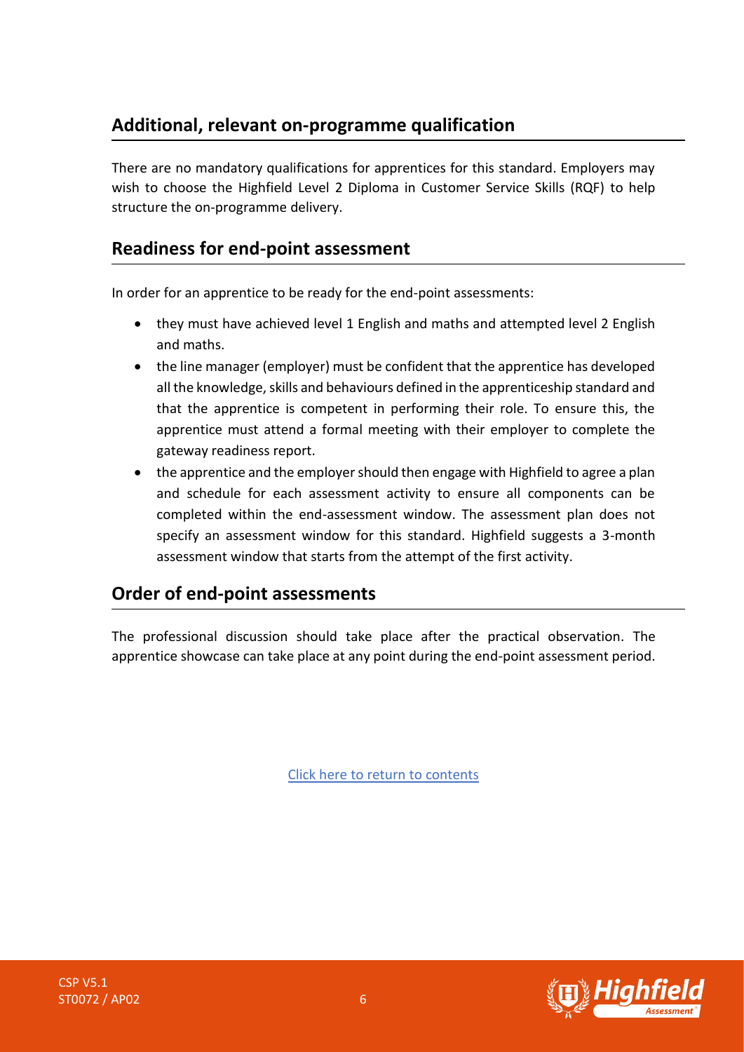## Additional, relevant on-programme qualification

There are no mandatory qualifications for apprentices for this standard. Employers may wish to choose the Highfield Level 2 Diploma in Customer Service Skills (RQF) to help structure the on-programme delivery.

## Readiness for end-point assessment

In order for an apprentice to be ready for the end-point assessments:

- they must have achieved level 1 English and maths and attempted level 2 English and maths.
- the line manager (employer) must be confident that the apprentice has developed all the knowledge, skills and behaviours defined in the apprenticeship standard and that the apprentice is competent in performing their role. To ensure this, the apprentice must attend a formal meeting with their employer to complete the gateway readiness report.
- the apprentice and the employer should then engage with Highfield to agree a plan and schedule for each assessment activity to ensure all components can be completed within the end-assessment window. The assessment plan does not specify an assessment window for this standard. Highfield suggests a 3-month assessment window that starts from the attempt of the first activity.

## Order of end-point assessments

The professional discussion should take place after the practical observation. The apprentice showcase can take place at any point during the end-point assessment period.

Click here to return to contents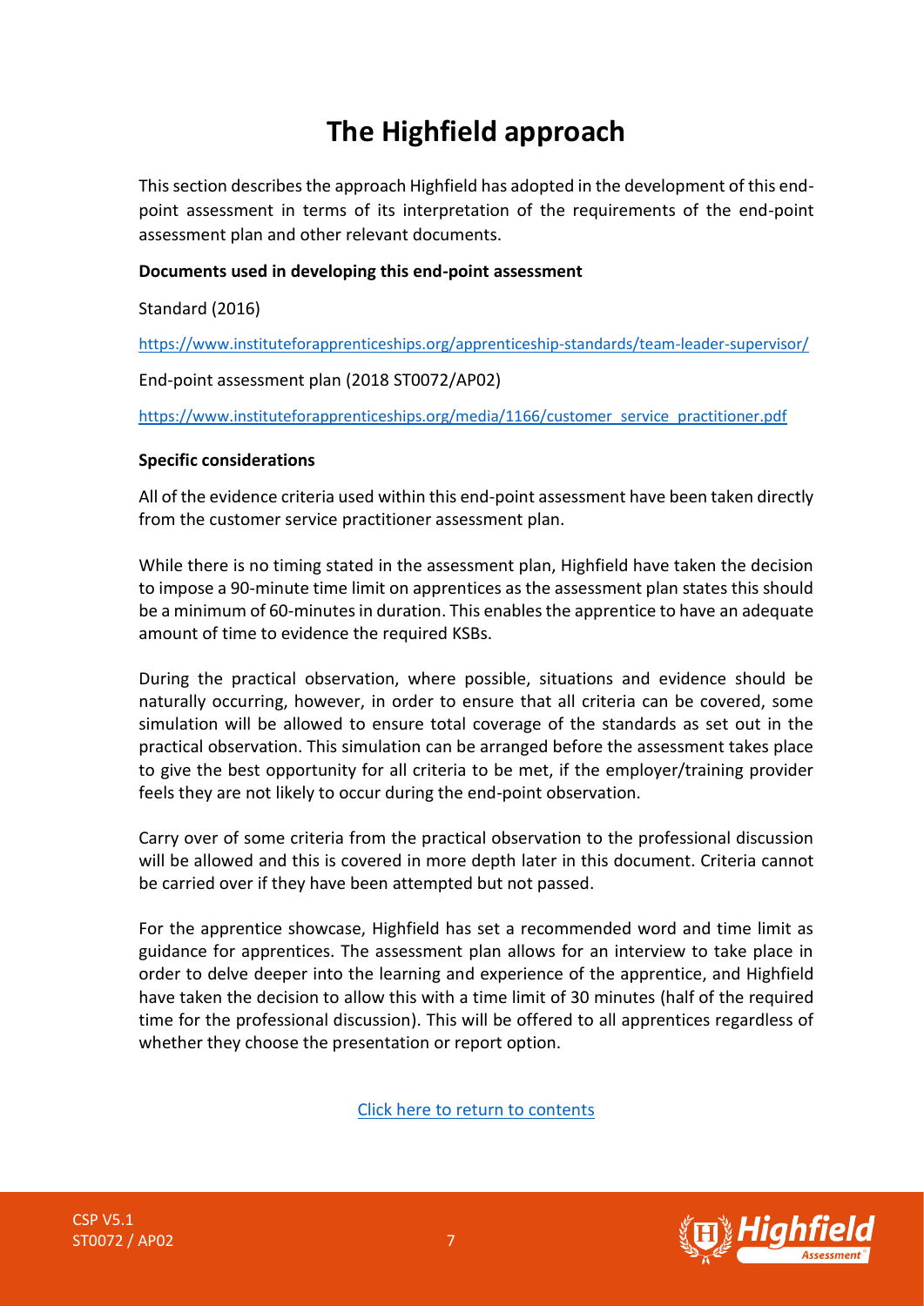# The Highfield approach

This section describes the approach Highfield has adopted in the development of this end-point assessment in terms of its interpretation of the requirements of the end-point assessment plan and other relevant documents.

**Documents used in developing this end-point assessment**

Standard (2016)

https://www.instituteforapprenticeships.org/apprenticeship-standards/team-leader-supervisor/

End-point assessment plan (2018 ST0072/AP02)

https://www.instituteforapprenticeships.org/media/1166/customer_service_practitioner.pdf

**Specific considerations**

All of the evidence criteria used within this end-point assessment have been taken directly from the customer service practitioner assessment plan.

While there is no timing stated in the assessment plan, Highfield have taken the decision to impose a 90-minute time limit on apprentices as the assessment plan states this should be a minimum of 60-minutes in duration. This enables the apprentice to have an adequate amount of time to evidence the required KSBs.

During the practical observation, where possible, situations and evidence should be naturally occurring, however, in order to ensure that all criteria can be covered, some simulation will be allowed to ensure total coverage of the standards as set out in the practical observation. This simulation can be arranged before the assessment takes place to give the best opportunity for all criteria to be met, if the employer/training provider feels they are not likely to occur during the end-point observation.

Carry over of some criteria from the practical observation to the professional discussion will be allowed and this is covered in more depth later in this document. Criteria cannot be carried over if they have been attempted but not passed.

For the apprentice showcase, Highfield has set a recommended word and time limit as guidance for apprentices. The assessment plan allows for an interview to take place in order to delve deeper into the learning and experience of the apprentice, and Highfield have taken the decision to allow this with a time limit of 30 minutes (half of the required time for the professional discussion). This will be offered to all apprentices regardless of whether they choose the presentation or report option.

Click here to return to contents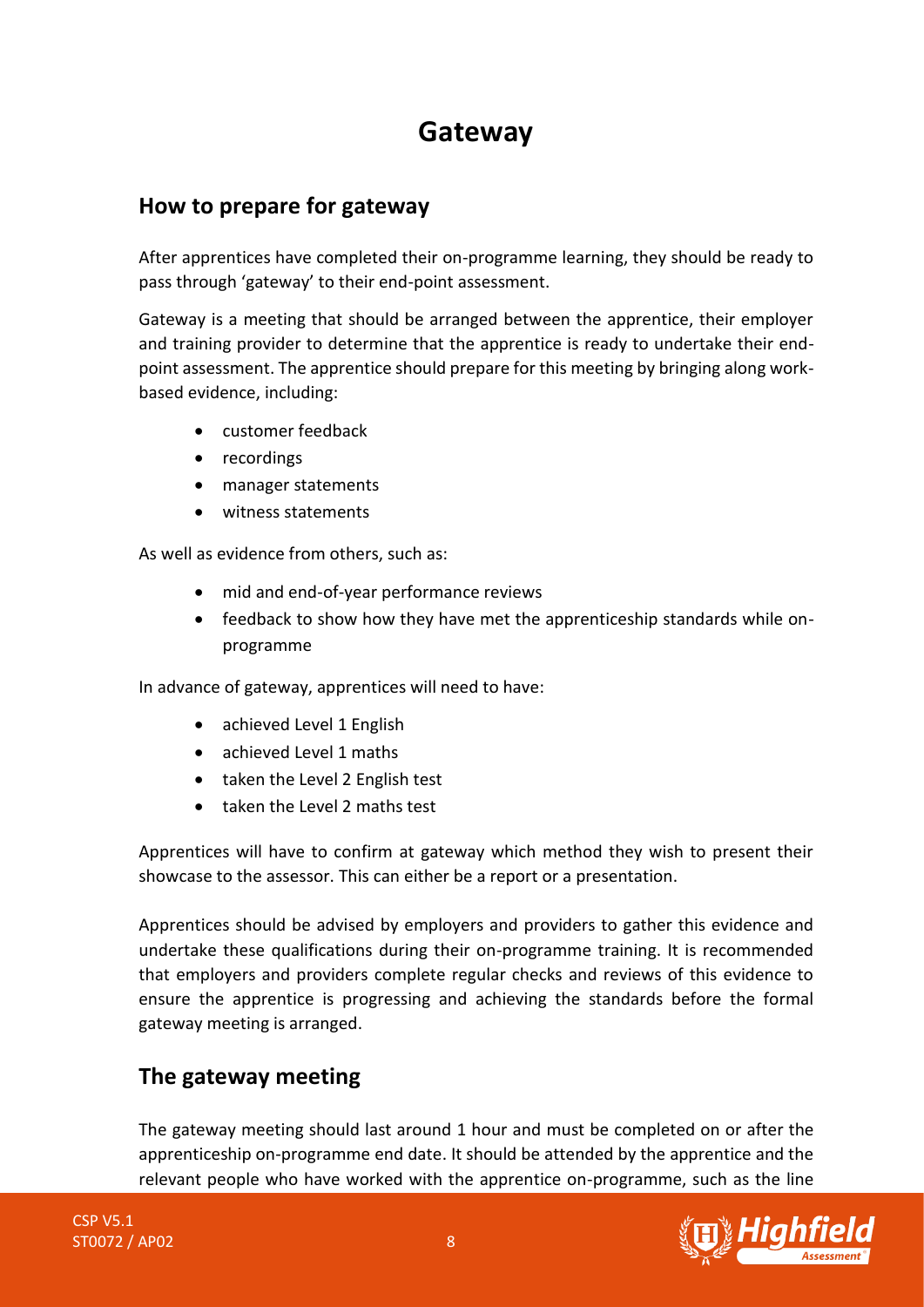# Gateway

## How to prepare for gateway

After apprentices have completed their on-programme learning, they should be ready to pass through 'gateway' to their end-point assessment.

Gateway is a meeting that should be arranged between the apprentice, their employer and training provider to determine that the apprentice is ready to undertake their end-point assessment. The apprentice should prepare for this meeting by bringing along work-based evidence, including:

- customer feedback
- recordings
- manager statements
- witness statements

As well as evidence from others, such as:

- mid and end-of-year performance reviews
- feedback to show how they have met the apprenticeship standards while on-programme

In advance of gateway, apprentices will need to have:

- achieved Level 1 English
- achieved Level 1 maths
- taken the Level 2 English test
- taken the Level 2 maths test

Apprentices will have to confirm at gateway which method they wish to present their showcase to the assessor. This can either be a report or a presentation.

Apprentices should be advised by employers and providers to gather this evidence and undertake these qualifications during their on-programme training. It is recommended that employers and providers complete regular checks and reviews of this evidence to ensure the apprentice is progressing and achieving the standards before the formal gateway meeting is arranged.

## The gateway meeting

The gateway meeting should last around 1 hour and must be completed on or after the apprenticeship on-programme end date. It should be attended by the apprentice and the relevant people who have worked with the apprentice on-programme, such as the line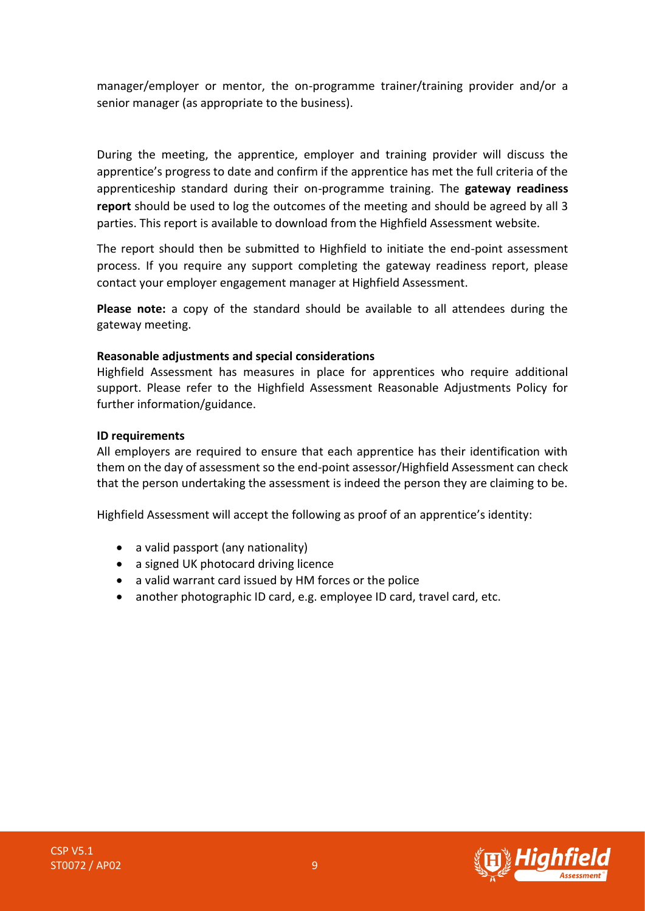manager/employer or mentor, the on-programme trainer/training provider and/or a senior manager (as appropriate to the business).

During the meeting, the apprentice, employer and training provider will discuss the apprentice's progress to date and confirm if the apprentice has met the full criteria of the apprenticeship standard during their on-programme training. The **gateway readiness report** should be used to log the outcomes of the meeting and should be agreed by all 3 parties. This report is available to download from the Highfield Assessment website.

The report should then be submitted to Highfield to initiate the end-point assessment process. If you require any support completing the gateway readiness report, please contact your employer engagement manager at Highfield Assessment.

**Please note:** a copy of the standard should be available to all attendees during the gateway meeting.

**Reasonable adjustments and special considerations**

Highfield Assessment has measures in place for apprentices who require additional support. Please refer to the Highfield Assessment Reasonable Adjustments Policy for further information/guidance.

**ID requirements**

All employers are required to ensure that each apprentice has their identification with them on the day of assessment so the end-point assessor/Highfield Assessment can check that the person undertaking the assessment is indeed the person they are claiming to be.

Highfield Assessment will accept the following as proof of an apprentice's identity:

- a valid passport (any nationality)
- a signed UK photocard driving licence
- a valid warrant card issued by HM forces or the police
- another photographic ID card, e.g. employee ID card, travel card, etc.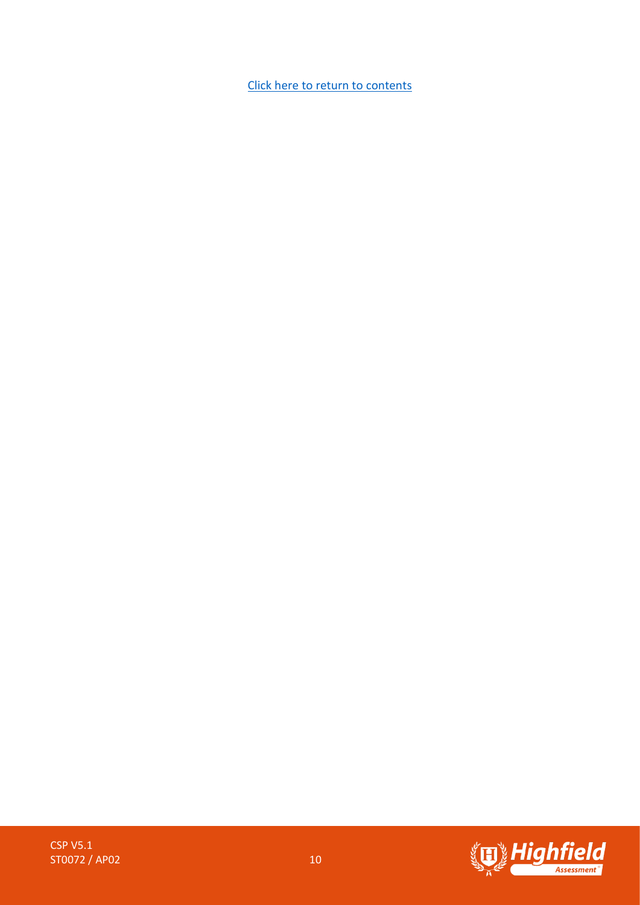[Click here to return to contents](#)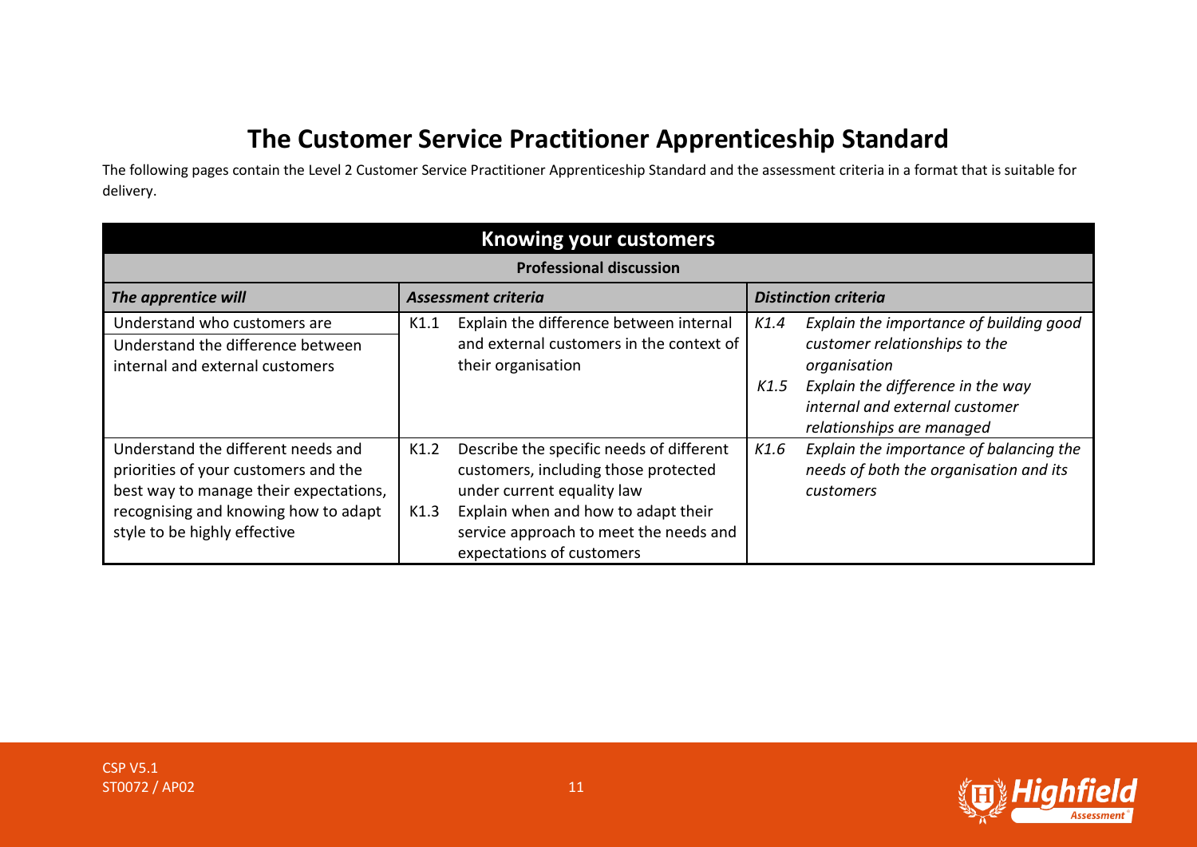# The Customer Service Practitioner Apprenticeship Standard

The following pages contain the Level 2 Customer Service Practitioner Apprenticeship Standard and the assessment criteria in a format that is suitable for delivery.

| **Knowing your customers** | | |
|---|---|---|
| **Professional discussion** | | |
| ***The apprentice will*** | ***Assessment criteria*** | ***Distinction criteria*** |
| Understand who customers are<br>Understand the difference between internal and external customers | K1.1 Explain the difference between internal and external customers in the context of their organisation | *K1.4 Explain the importance of building good customer relationships to the organisation*<br>*K1.5 Explain the difference in the way internal and external customer relationships are managed* |
| Understand the different needs and priorities of your customers and the best way to manage their expectations, recognising and knowing how to adapt style to be highly effective | K1.2 Describe the specific needs of different customers, including those protected under current equality law<br>K1.3 Explain when and how to adapt their service approach to meet the needs and expectations of customers | *K1.6 Explain the importance of balancing the needs of both the organisation and its customers* |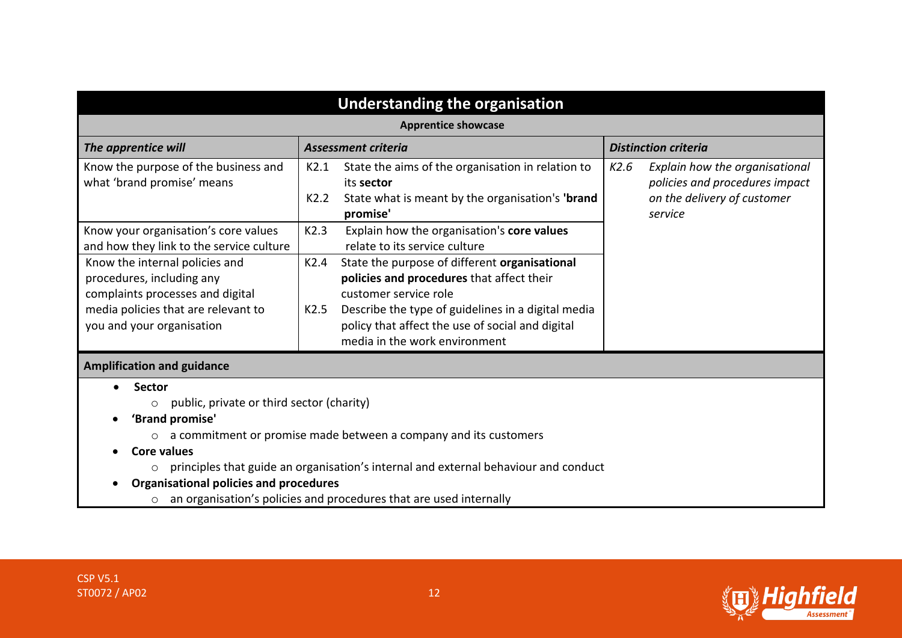## Understanding the organisation

**Apprentice showcase**

| *The apprentice will* | *Assessment criteria* | *Distinction criteria* |
|---|---|---|
| Know the purpose of the business and what 'brand promise' means | K2.1 State the aims of the organisation in relation to its **sector**<br>K2.2 State what is meant by the organisation's **'brand promise'** | *K2.6 Explain how the organisational policies and procedures impact on the delivery of customer service* |
| Know your organisation's core values and how they link to the service culture | K2.3 Explain how the organisation's **core values** relate to its service culture | |
| Know the internal policies and procedures, including any complaints processes and digital media policies that are relevant to you and your organisation | K2.4 State the purpose of different **organisational policies and procedures** that affect their customer service role<br>K2.5 Describe the type of guidelines in a digital media policy that affect the use of social and digital media in the work environment | |

**Amplification and guidance**

- **Sector**
  - public, private or third sector (charity)
- **'Brand promise'**
  - a commitment or promise made between a company and its customers
- **Core values**
  - principles that guide an organisation's internal and external behaviour and conduct
- **Organisational policies and procedures**
  - an organisation's policies and procedures that are used internally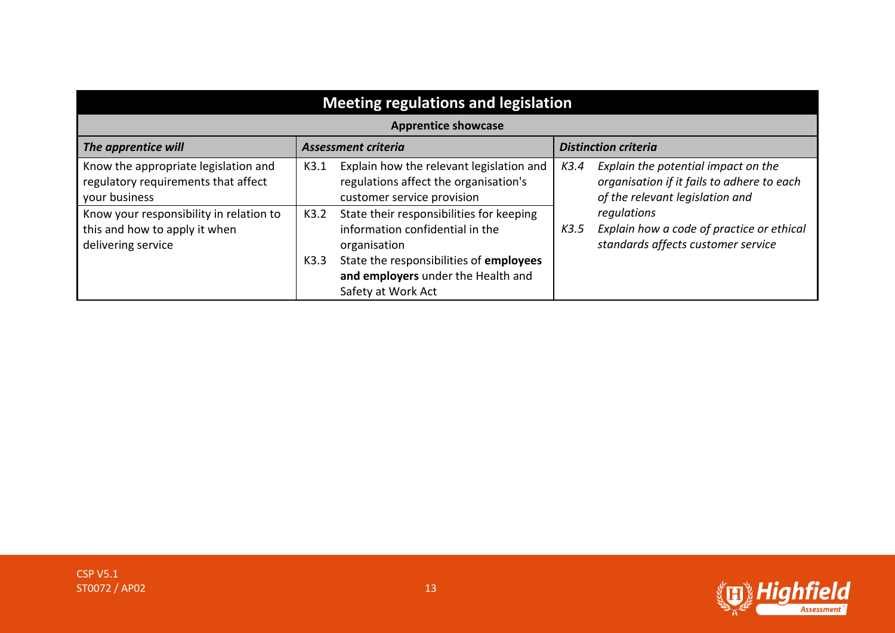| Meeting regulations and legislation | | |
|---|---|---|
| **Apprentice showcase** | | |
| ***The apprentice will*** | ***Assessment criteria*** | ***Distinction criteria*** |
| Know the appropriate legislation and regulatory requirements that affect your business | K3.1 Explain how the relevant legislation and regulations affect the organisation's customer service provision | *K3.4 Explain the potential impact on the organisation if it fails to adhere to each of the relevant legislation and regulations* |
| Know your responsibility in relation to this and how to apply it when delivering service | K3.2 State their responsibilities for keeping information confidential in the organisation<br>K3.3 State the responsibilities of **employees and employers** under the Health and Safety at Work Act | *K3.5 Explain how a code of practice or ethical standards affects customer service* |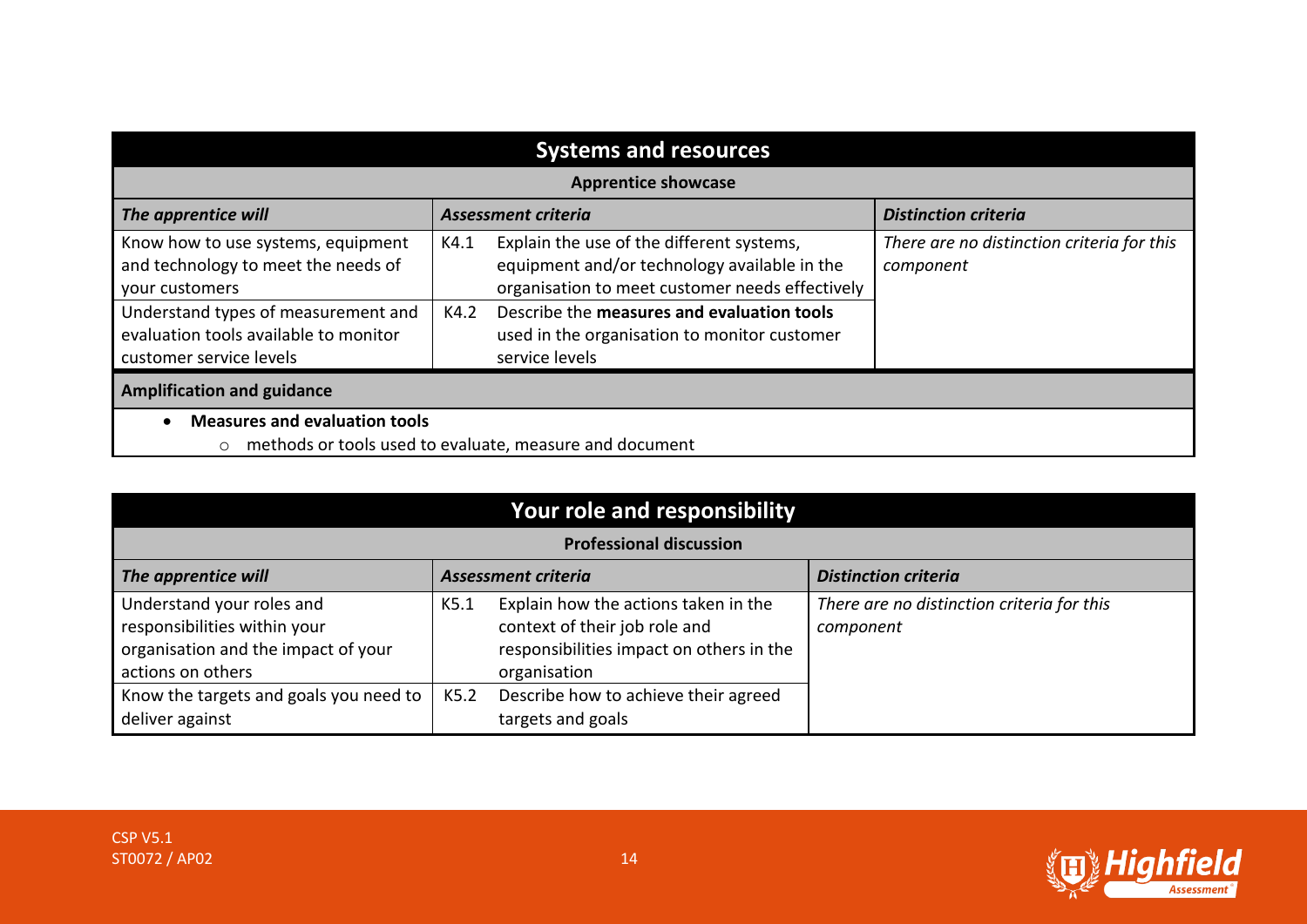## Systems and resources

**Apprentice showcase**

| *The apprentice will* | *Assessment criteria* | | *Distinction criteria* |
|---|---|---|---|
| Know how to use systems, equipment and technology to meet the needs of your customers | K4.1 | Explain the use of the different systems, equipment and/or technology available in the organisation to meet customer needs effectively | *There are no distinction criteria for this component* |
| Understand types of measurement and evaluation tools available to monitor customer service levels | K4.2 | Describe the **measures and evaluation tools** used in the organisation to monitor customer service levels | |

**Amplification and guidance**

- **Measures and evaluation tools**
  - methods or tools used to evaluate, measure and document

## Your role and responsibility

**Professional discussion**

| *The apprentice will* | *Assessment criteria* | | *Distinction criteria* |
|---|---|---|---|
| Understand your roles and responsibilities within your organisation and the impact of your actions on others | K5.1 | Explain how the actions taken in the context of their job role and responsibilities impact on others in the organisation | *There are no distinction criteria for this component* |
| Know the targets and goals you need to deliver against | K5.2 | Describe how to achieve their agreed targets and goals | |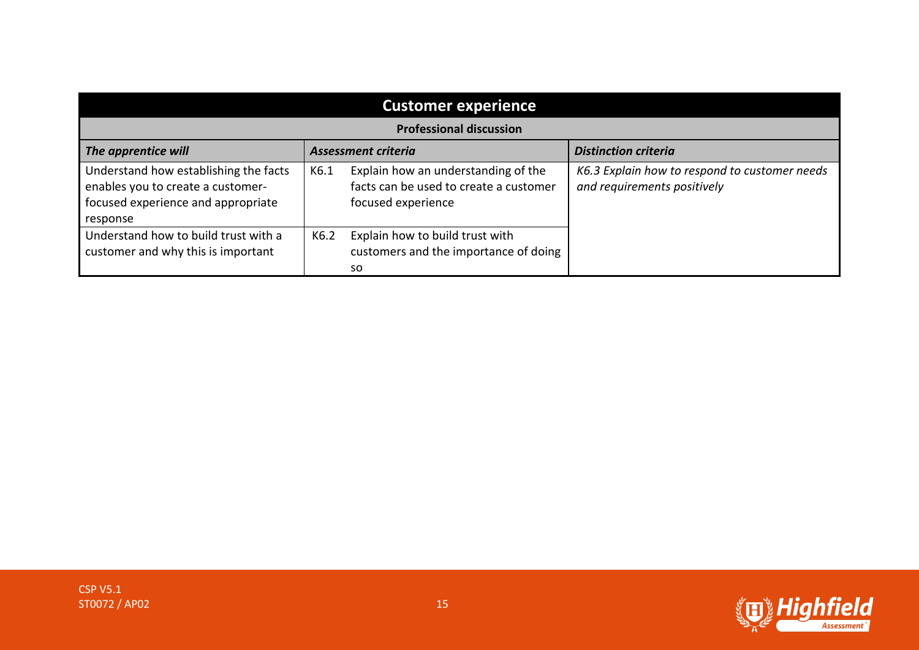| Customer experience | | |
|---|---|---|
| **Professional discussion** | | |
| ***The apprentice will*** | ***Assessment criteria*** | ***Distinction criteria*** |
| Understand how establishing the facts enables you to create a customer-focused experience and appropriate response | K6.1 Explain how an understanding of the facts can be used to create a customer focused experience | *K6.3 Explain how to respond to customer needs and requirements positively* |
| Understand how to build trust with a customer and why this is important | K6.2 Explain how to build trust with customers and the importance of doing so | |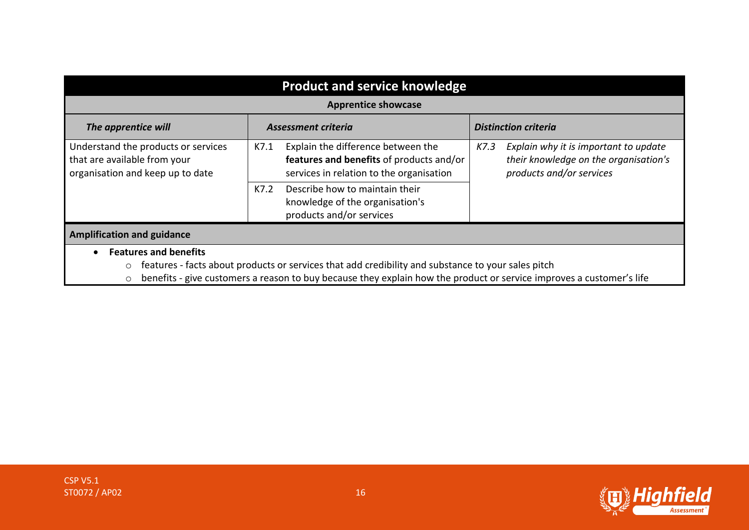## Product and service knowledge

**Apprentice showcase**

| *The apprentice will* | *Assessment criteria* | *Distinction criteria* |
| --- | --- | --- |
| Understand the products or services that are available from your organisation and keep up to date | K7.1 Explain the difference between the **features and benefits** of products and/or services in relation to the organisation | *K7.3 Explain why it is important to update their knowledge on the organisation's products and/or services* |
| | K7.2 Describe how to maintain their knowledge of the organisation's products and/or services | |

**Amplification and guidance**

- **Features and benefits**
  - features - facts about products or services that add credibility and substance to your sales pitch
  - benefits - give customers a reason to buy because they explain how the product or service improves a customer's life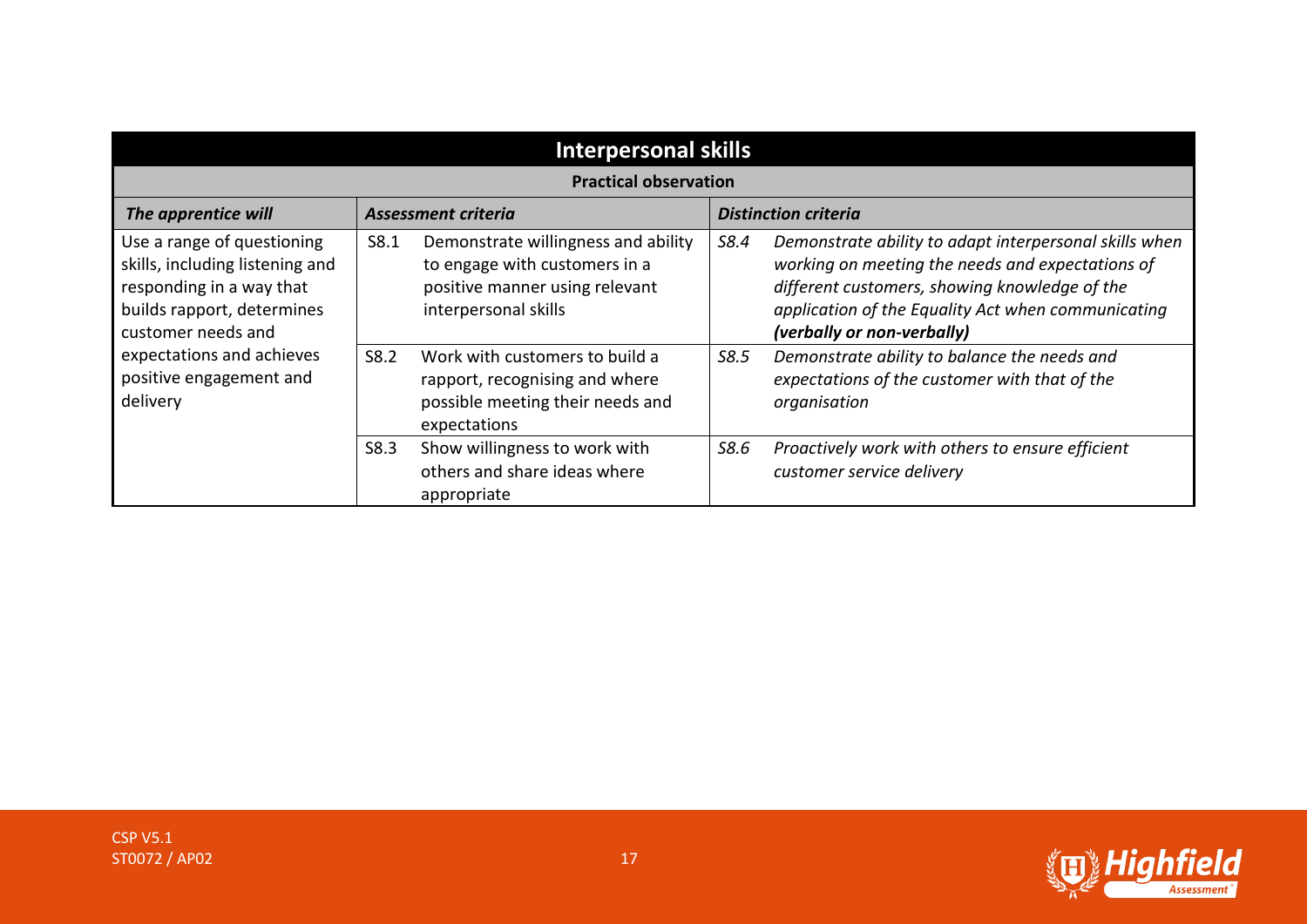| Interpersonal skills | | |
|---|---|---|
| **Practical observation** | | |
| ***The apprentice will*** | ***Assessment criteria*** | ***Distinction criteria*** |
| Use a range of questioning skills, including listening and responding in a way that builds rapport, determines customer needs and expectations and achieves positive engagement and delivery | S8.1 Demonstrate willingness and ability to engage with customers in a positive manner using relevant interpersonal skills | *S8.4 Demonstrate ability to adapt interpersonal skills when working on meeting the needs and expectations of different customers, showing knowledge of the application of the Equality Act when communicating* ***(verbally or non-verbally)*** |
| | S8.2 Work with customers to build a rapport, recognising and where possible meeting their needs and expectations | *S8.5 Demonstrate ability to balance the needs and expectations of the customer with that of the organisation* |
| | S8.3 Show willingness to work with others and share ideas where appropriate | *S8.6 Proactively work with others to ensure efficient customer service delivery* |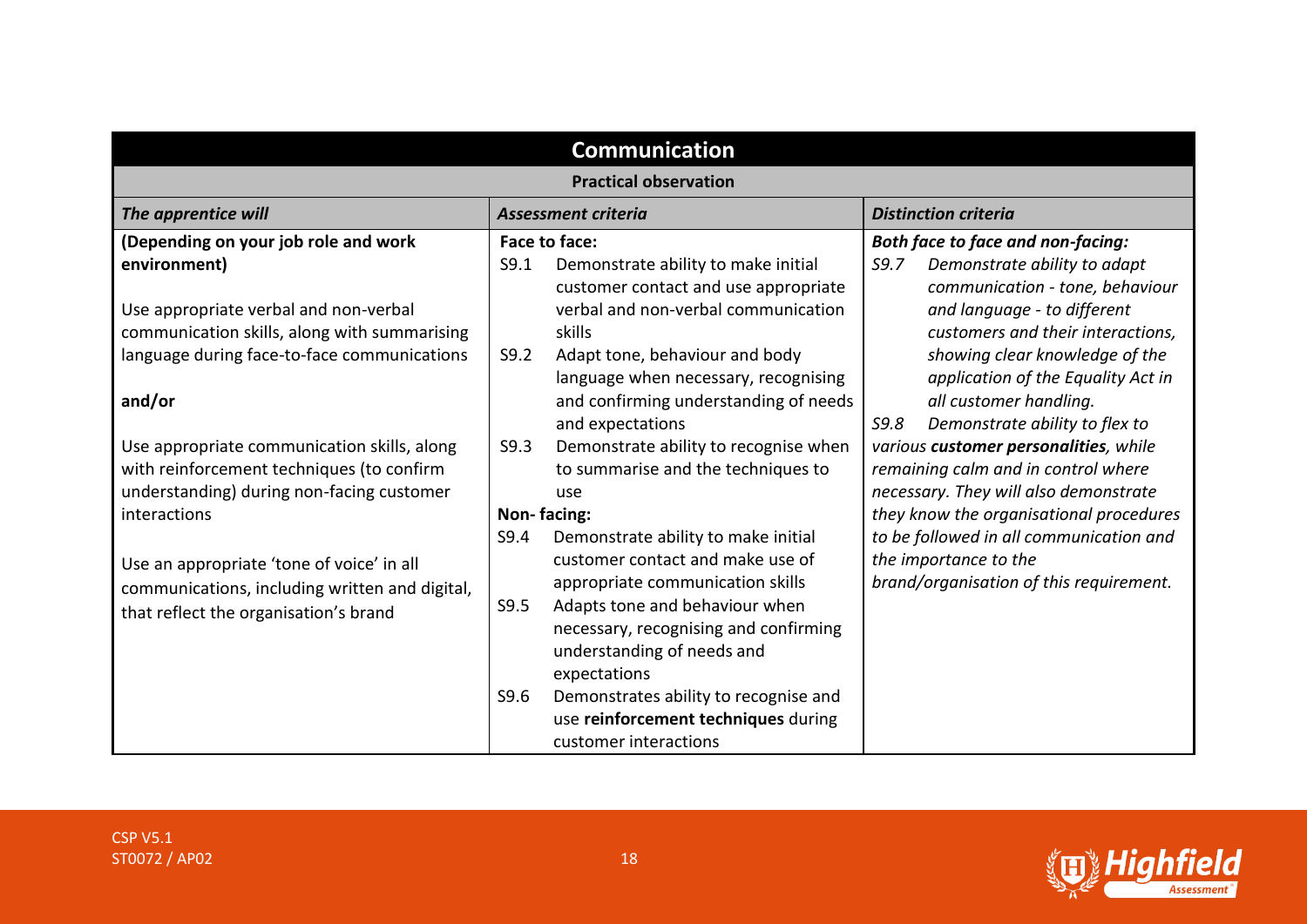| Communication | | |
|---|---|---|
| **Practical observation** | | |
| ***The apprentice will*** | ***Assessment criteria*** | ***Distinction criteria*** |
| **(Depending on your job role and work environment)**<br><br>Use appropriate verbal and non-verbal communication skills, along with summarising language during face-to-face communications<br><br>**and/or**<br><br>Use appropriate communication skills, along with reinforcement techniques (to confirm understanding) during non-facing customer interactions<br><br>Use an appropriate 'tone of voice' in all communications, including written and digital, that reflect the organisation's brand | **Face to face:**<br>S9.1 Demonstrate ability to make initial customer contact and use appropriate verbal and non-verbal communication skills<br>S9.2 Adapt tone, behaviour and body language when necessary, recognising and confirming understanding of needs and expectations<br>S9.3 Demonstrate ability to recognise when to summarise and the techniques to use<br>**Non- facing:**<br>S9.4 Demonstrate ability to make initial customer contact and make use of appropriate communication skills<br>S9.5 Adapts tone and behaviour when necessary, recognising and confirming understanding of needs and expectations<br>S9.6 Demonstrates ability to recognise and use **reinforcement techniques** during customer interactions | ***Both face to face and non-facing:***<br>*S9.7 Demonstrate ability to adapt communication - tone, behaviour and language - to different customers and their interactions, showing clear knowledge of the application of the Equality Act in all customer handling.*<br>*S9.8 Demonstrate ability to flex to various **customer personalities**, while remaining calm and in control where necessary. They will also demonstrate they know the organisational procedures to be followed in all communication and the importance to the brand/organisation of this requirement.* |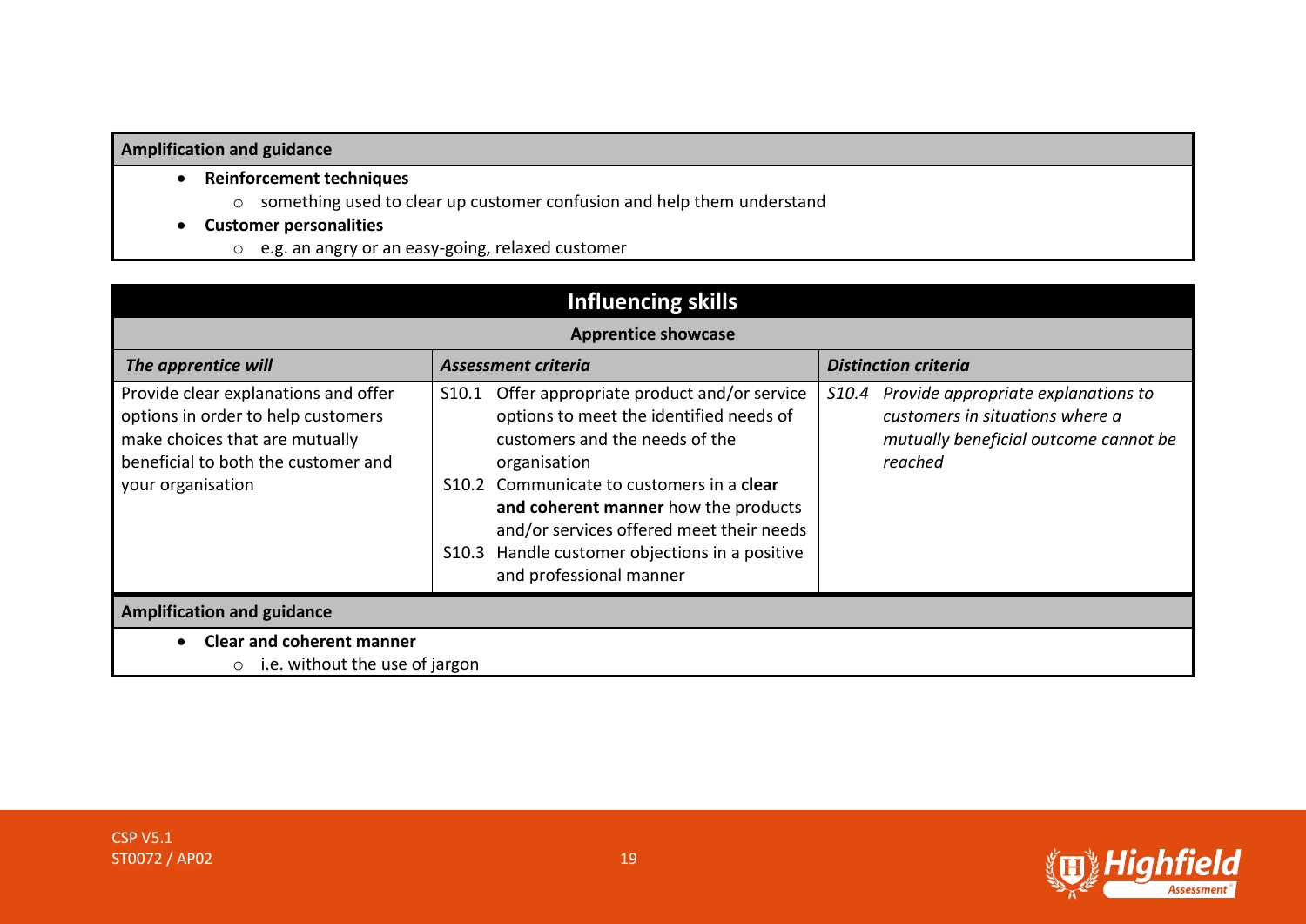**Amplification and guidance**

- **Reinforcement techniques**
  - something used to clear up customer confusion and help them understand
- **Customer personalities**
  - e.g. an angry or an easy-going, relaxed customer

## Influencing skills

**Apprentice showcase**

| *The apprentice will* | *Assessment criteria* | *Distinction criteria* |
|---|---|---|
| Provide clear explanations and offer options in order to help customers make choices that are mutually beneficial to both the customer and your organisation | S10.1 Offer appropriate product and/or service options to meet the identified needs of customers and the needs of the organisation<br>S10.2 Communicate to customers in a **clear and coherent manner** how the products and/or services offered meet their needs<br>S10.3 Handle customer objections in a positive and professional manner | *S10.4 Provide appropriate explanations to customers in situations where a mutually beneficial outcome cannot be reached* |

**Amplification and guidance**

- **Clear and coherent manner**
  - i.e. without the use of jargon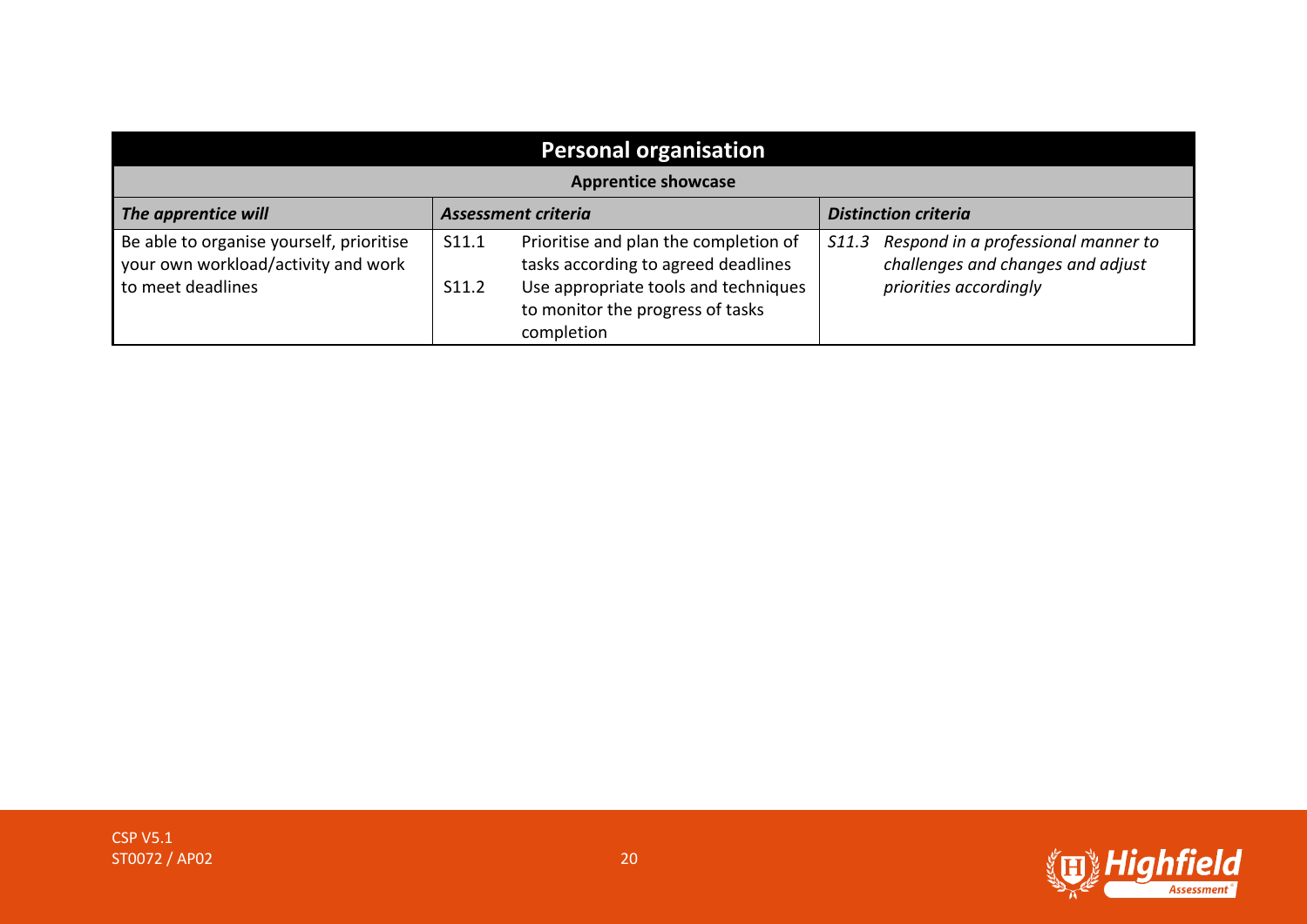| Personal organisation | | |
|---|---|---|
| **Apprentice showcase** | | |
| ***The apprentice will*** | ***Assessment criteria*** | ***Distinction criteria*** |
| Be able to organise yourself, prioritise your own workload/activity and work to meet deadlines | S11.1 Prioritise and plan the completion of tasks according to agreed deadlines<br>S11.2 Use appropriate tools and techniques to monitor the progress of tasks completion | *S11.3 Respond in a professional manner to challenges and changes and adjust priorities accordingly* |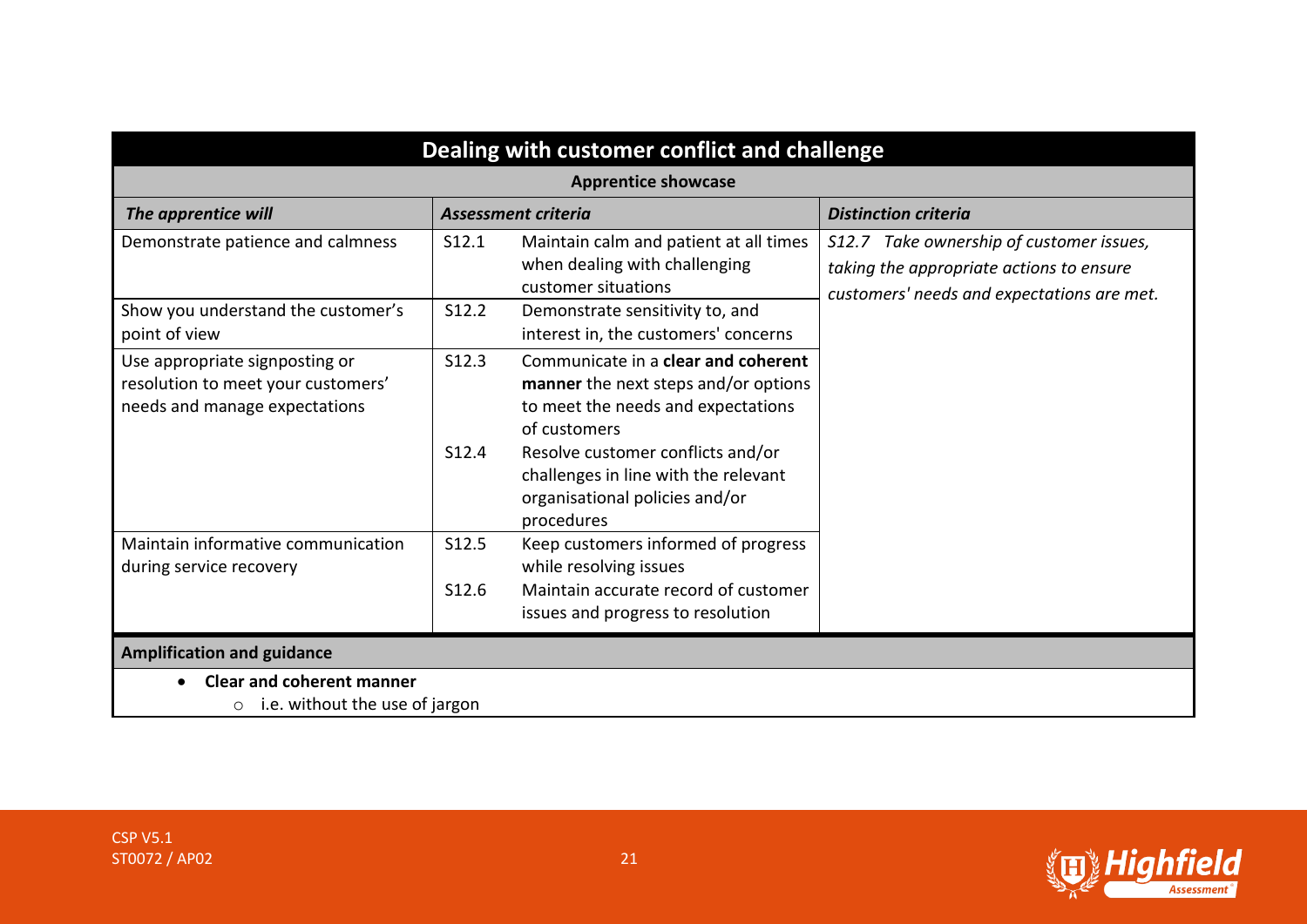## Dealing with customer conflict and challenge

| Apprentice showcase | | | |
|---|---|---|---|
| ***The apprentice will*** | ***Assessment criteria*** | | ***Distinction criteria*** |
| Demonstrate patience and calmness | S12.1 | Maintain calm and patient at all times when dealing with challenging customer situations | *S12.7 Take ownership of customer issues, taking the appropriate actions to ensure customers' needs and expectations are met.* |
| Show you understand the customer's point of view | S12.2 | Demonstrate sensitivity to, and interest in, the customers' concerns | |
| Use appropriate signposting or resolution to meet your customers' needs and manage expectations | S12.3 | Communicate in a **clear and coherent manner** the next steps and/or options to meet the needs and expectations of customers | |
| | S12.4 | Resolve customer conflicts and/or challenges in line with the relevant organisational policies and/or procedures | |
| Maintain informative communication during service recovery | S12.5 | Keep customers informed of progress while resolving issues | |
| | S12.6 | Maintain accurate record of customer issues and progress to resolution | |

**Amplification and guidance**

- **Clear and coherent manner**
  - i.e. without the use of jargon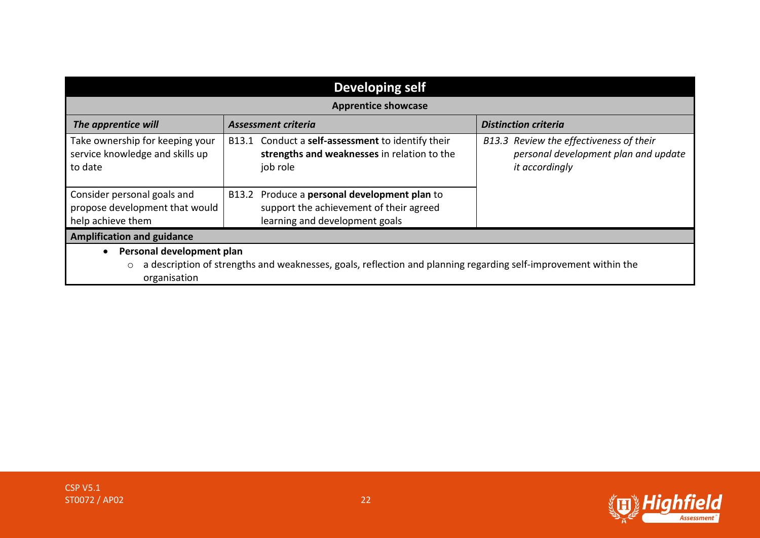## Developing self

**Apprentice showcase**

| *The apprentice will* | *Assessment criteria* | *Distinction criteria* |
| --- | --- | --- |
| Take ownership for keeping your service knowledge and skills up to date | B13.1 Conduct a **self-assessment** to identify their **strengths and weaknesses** in relation to the job role | *B13.3 Review the effectiveness of their personal development plan and update it accordingly* |
| Consider personal goals and propose development that would help achieve them | B13.2 Produce a **personal development plan** to support the achievement of their agreed learning and development goals | |

**Amplification and guidance**

- **Personal development plan**
  - a description of strengths and weaknesses, goals, reflection and planning regarding self-improvement within the organisation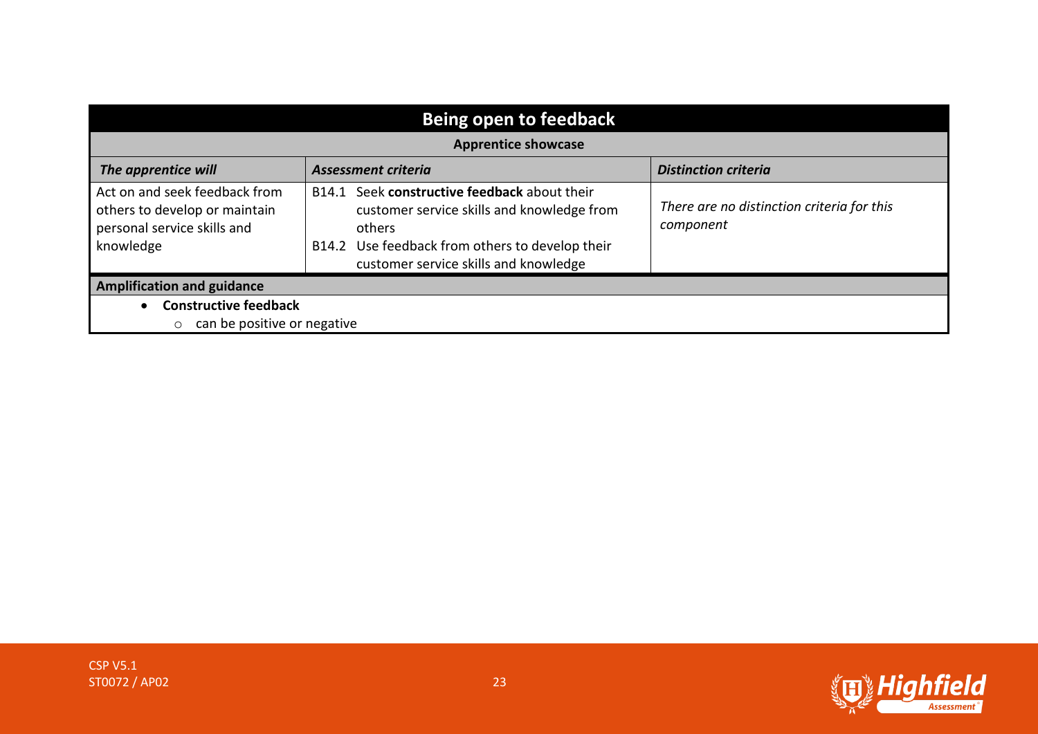| Being open to feedback | | |
|---|---|---|
| **Apprentice showcase** | | |
| ***The apprentice will*** | ***Assessment criteria*** | ***Distinction criteria*** |
| Act on and seek feedback from others to develop or maintain personal service skills and knowledge | B14.1 Seek **constructive feedback** about their customer service skills and knowledge from others<br>B14.2 Use feedback from others to develop their customer service skills and knowledge | *There are no distinction criteria for this component* |

**Amplification and guidance**

- **Constructive feedback**
  - can be positive or negative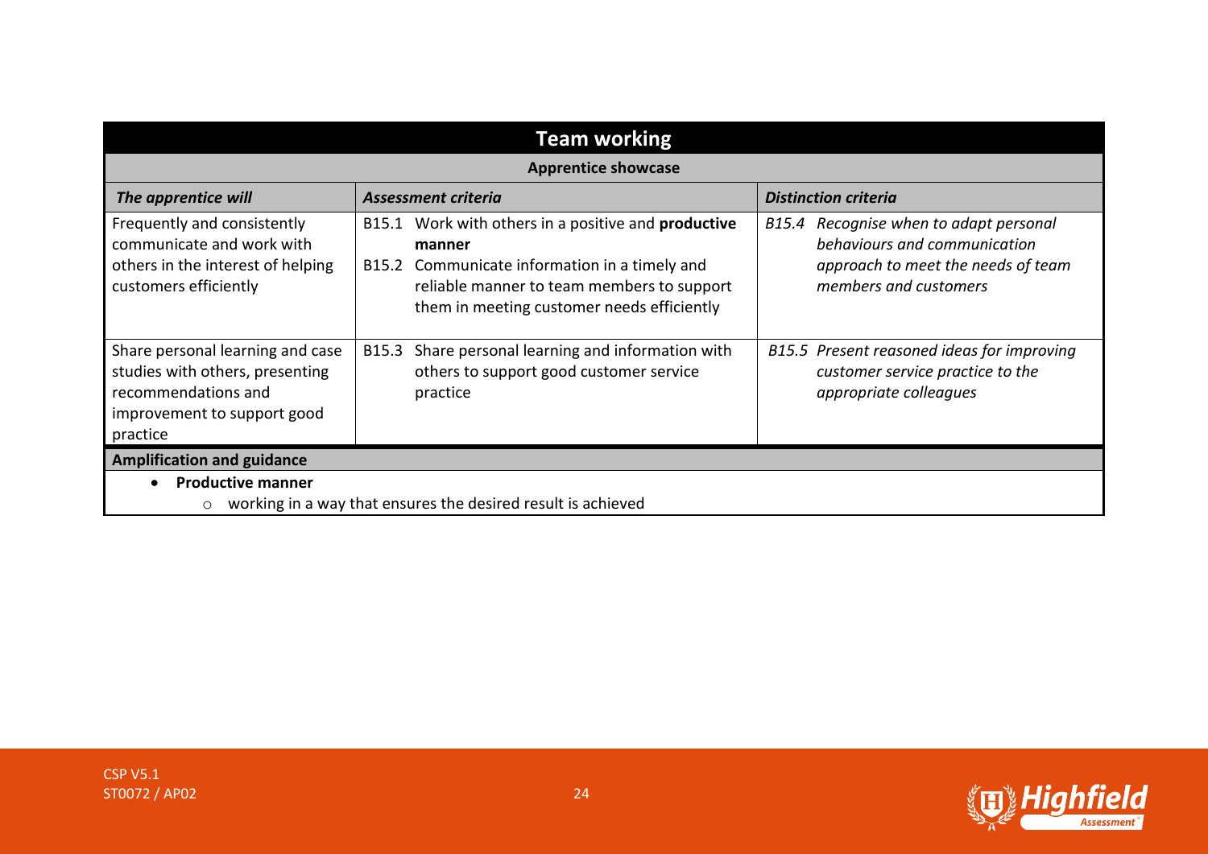## Team working

| Apprentice showcase | | |
|---|---|---|
| ***The apprentice will*** | ***Assessment criteria*** | ***Distinction criteria*** |
| Frequently and consistently communicate and work with others in the interest of helping customers efficiently | B15.1 Work with others in a positive and **productive manner**<br>B15.2 Communicate information in a timely and reliable manner to team members to support them in meeting customer needs efficiently | *B15.4 Recognise when to adapt personal behaviours and communication approach to meet the needs of team members and customers* |
| Share personal learning and case studies with others, presenting recommendations and improvement to support good practice | B15.3 Share personal learning and information with others to support good customer service practice | *B15.5 Present reasoned ideas for improving customer service practice to the appropriate colleagues* |

**Amplification and guidance**

- **Productive manner**
  - working in a way that ensures the desired result is achieved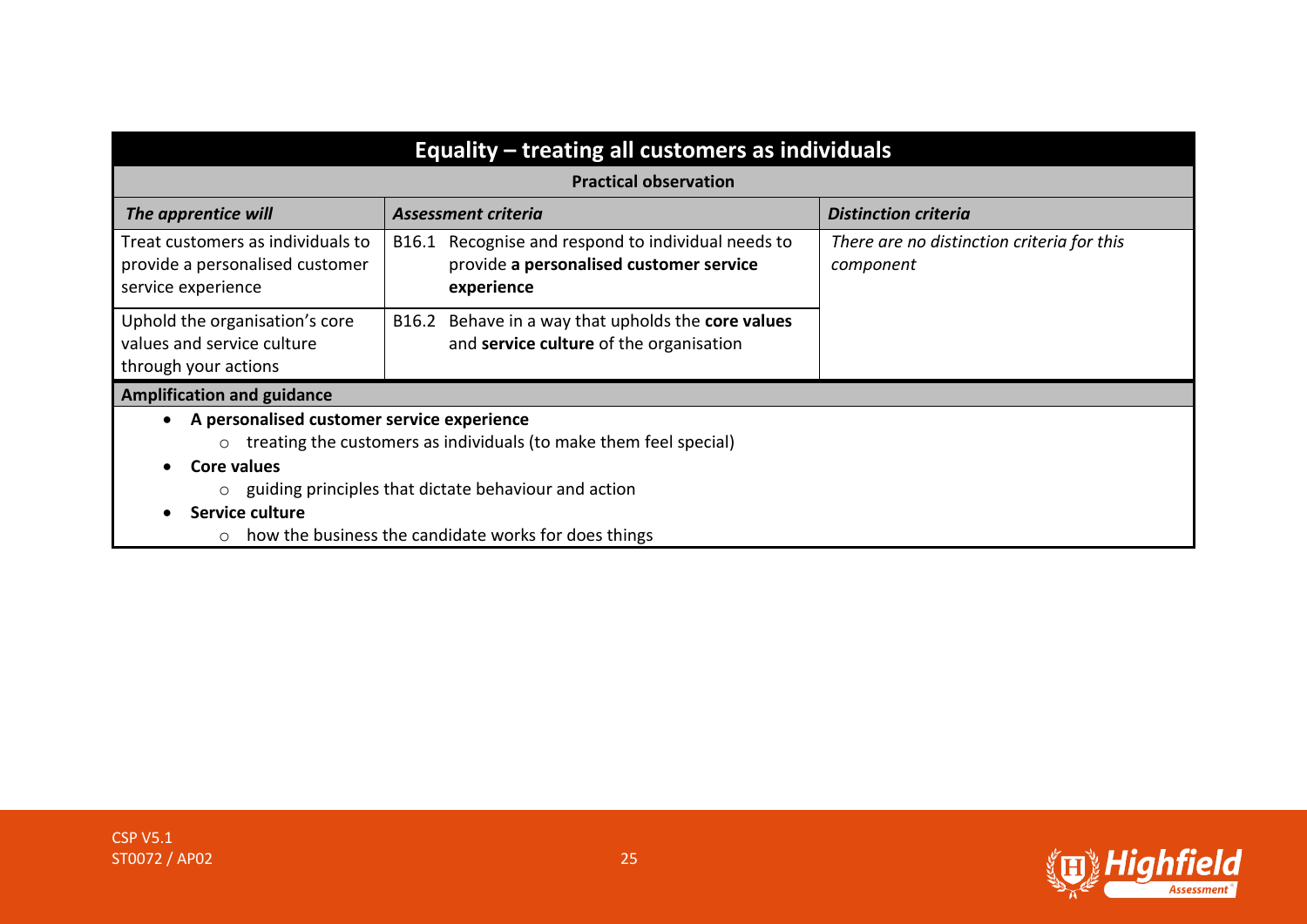## Equality – treating all customers as individuals

**Practical observation**

| *The apprentice will* | *Assessment criteria* | *Distinction criteria* |
|---|---|---|
| Treat customers as individuals to provide a personalised customer service experience | B16.1 Recognise and respond to individual needs to provide **a personalised customer service experience** | *There are no distinction criteria for this component* |
| Uphold the organisation's core values and service culture through your actions | B16.2 Behave in a way that upholds the **core values** and **service culture** of the organisation | |

**Amplification and guidance**

- **A personalised customer service experience**
  - treating the customers as individuals (to make them feel special)
- **Core values**
  - guiding principles that dictate behaviour and action
- **Service culture**
  - how the business the candidate works for does things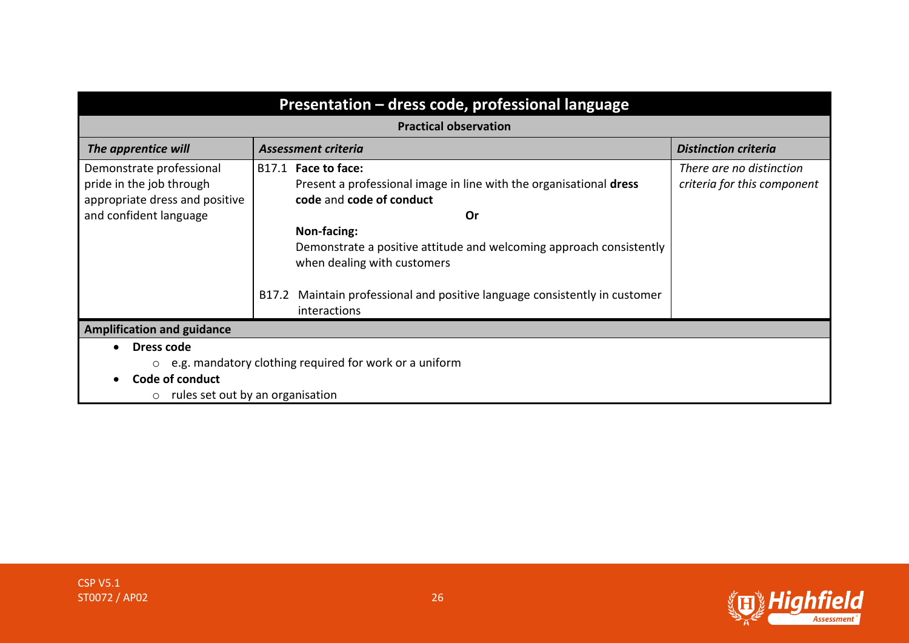## Presentation – dress code, professional language

**Practical observation**

| *The apprentice will* | *Assessment criteria* | *Distinction criteria* |
|---|---|---|
| Demonstrate professional pride in the job through appropriate dress and positive and confident language | B17.1 **Face to face:** Present a professional image in line with the organisational **dress code** and **code of conduct** **Or** **Non-facing:** Demonstrate a positive attitude and welcoming approach consistently when dealing with customers<br><br>B17.2 Maintain professional and positive language consistently in customer interactions | *There are no distinction criteria for this component* |

**Amplification and guidance**

- **Dress code**
  - e.g. mandatory clothing required for work or a uniform
- **Code of conduct**
  - rules set out by an organisation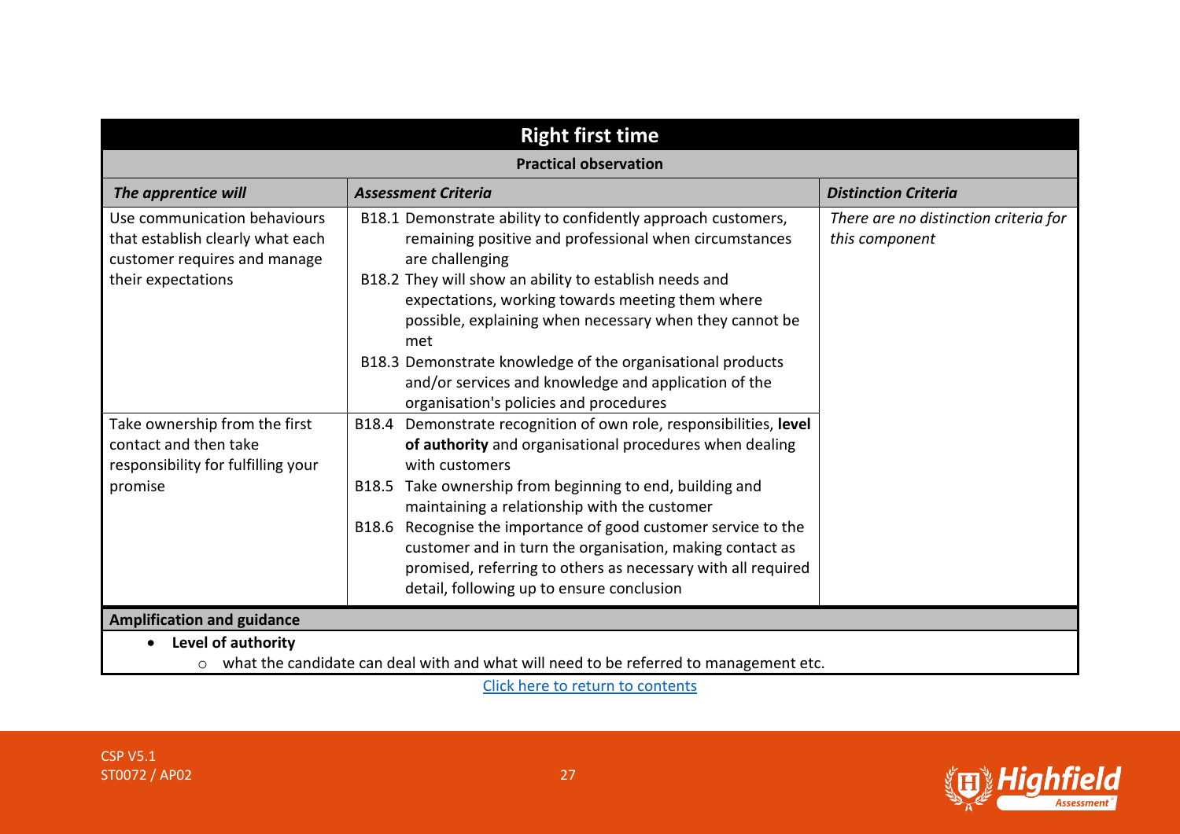## Right first time

**Practical observation**

| *The apprentice will* | *Assessment Criteria* | *Distinction Criteria* |
|---|---|---|
| Use communication behaviours that establish clearly what each customer requires and manage their expectations | B18.1 Demonstrate ability to confidently approach customers, remaining positive and professional when circumstances are challenging<br>B18.2 They will show an ability to establish needs and expectations, working towards meeting them where possible, explaining when necessary when they cannot be met<br>B18.3 Demonstrate knowledge of the organisational products and/or services and knowledge and application of the organisation's policies and procedures | *There are no distinction criteria for this component* |
| Take ownership from the first contact and then take responsibility for fulfilling your promise | B18.4 Demonstrate recognition of own role, responsibilities, **level of authority** and organisational procedures when dealing with customers<br>B18.5 Take ownership from beginning to end, building and maintaining a relationship with the customer<br>B18.6 Recognise the importance of good customer service to the customer and in turn the organisation, making contact as promised, referring to others as necessary with all required detail, following up to ensure conclusion | |

**Amplification and guidance**

- **Level of authority**
  - what the candidate can deal with and what will need to be referred to management etc.

Click here to return to contents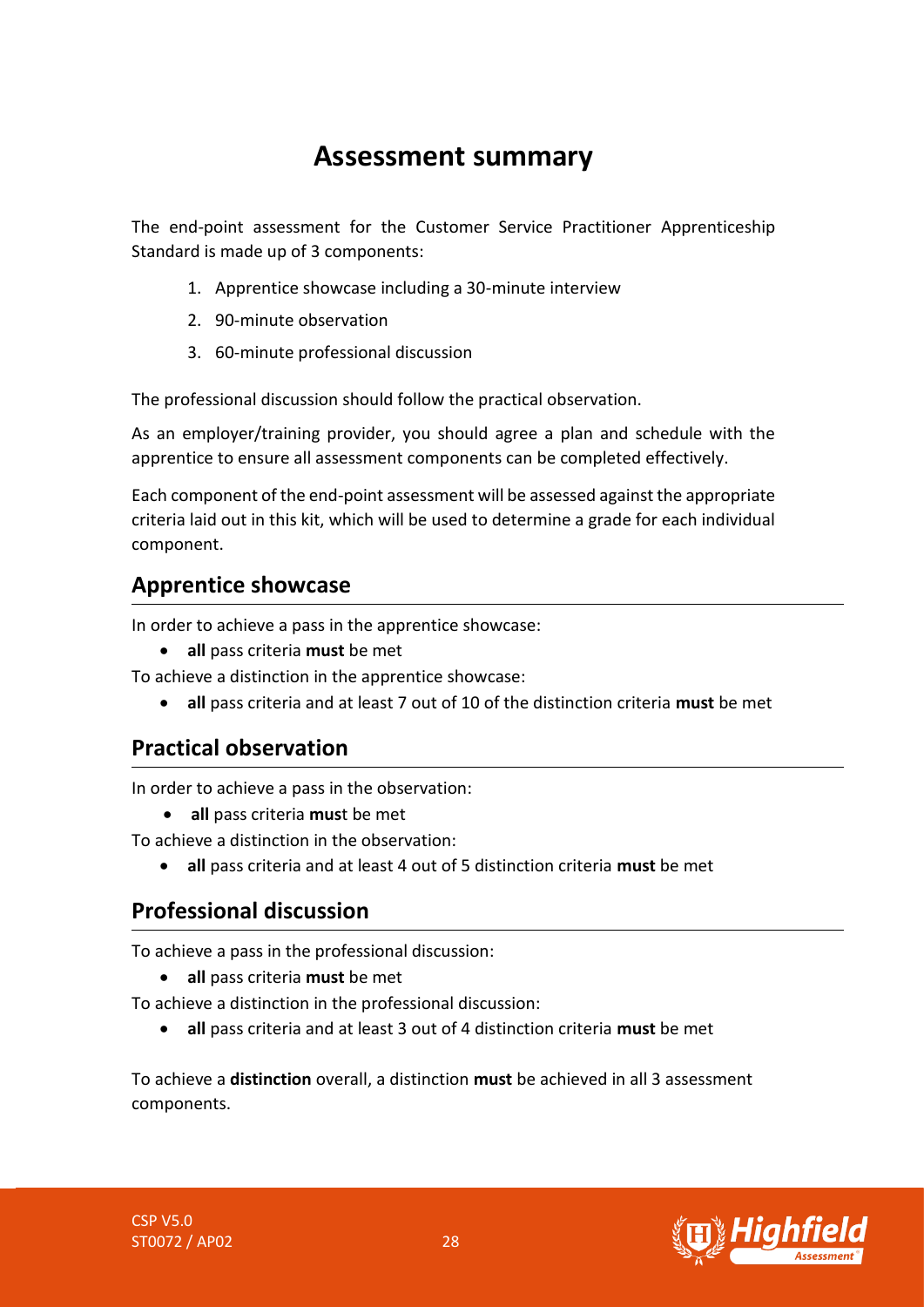# Assessment summary

The end-point assessment for the Customer Service Practitioner Apprenticeship Standard is made up of 3 components:

1. Apprentice showcase including a 30-minute interview
2. 90-minute observation
3. 60-minute professional discussion

The professional discussion should follow the practical observation.

As an employer/training provider, you should agree a plan and schedule with the apprentice to ensure all assessment components can be completed effectively.

Each component of the end-point assessment will be assessed against the appropriate criteria laid out in this kit, which will be used to determine a grade for each individual component.

## Apprentice showcase

In order to achieve a pass in the apprentice showcase:

- **all** pass criteria **must** be met

To achieve a distinction in the apprentice showcase:

- **all** pass criteria and at least 7 out of 10 of the distinction criteria **must** be met

## Practical observation

In order to achieve a pass in the observation:

- **all** pass criteria **must** be met

To achieve a distinction in the observation:

- **all** pass criteria and at least 4 out of 5 distinction criteria **must** be met

## Professional discussion

To achieve a pass in the professional discussion:

- **all** pass criteria **must** be met

To achieve a distinction in the professional discussion:

- **all** pass criteria and at least 3 out of 4 distinction criteria **must** be met

To achieve a **distinction** overall, a distinction **must** be achieved in all 3 assessment components.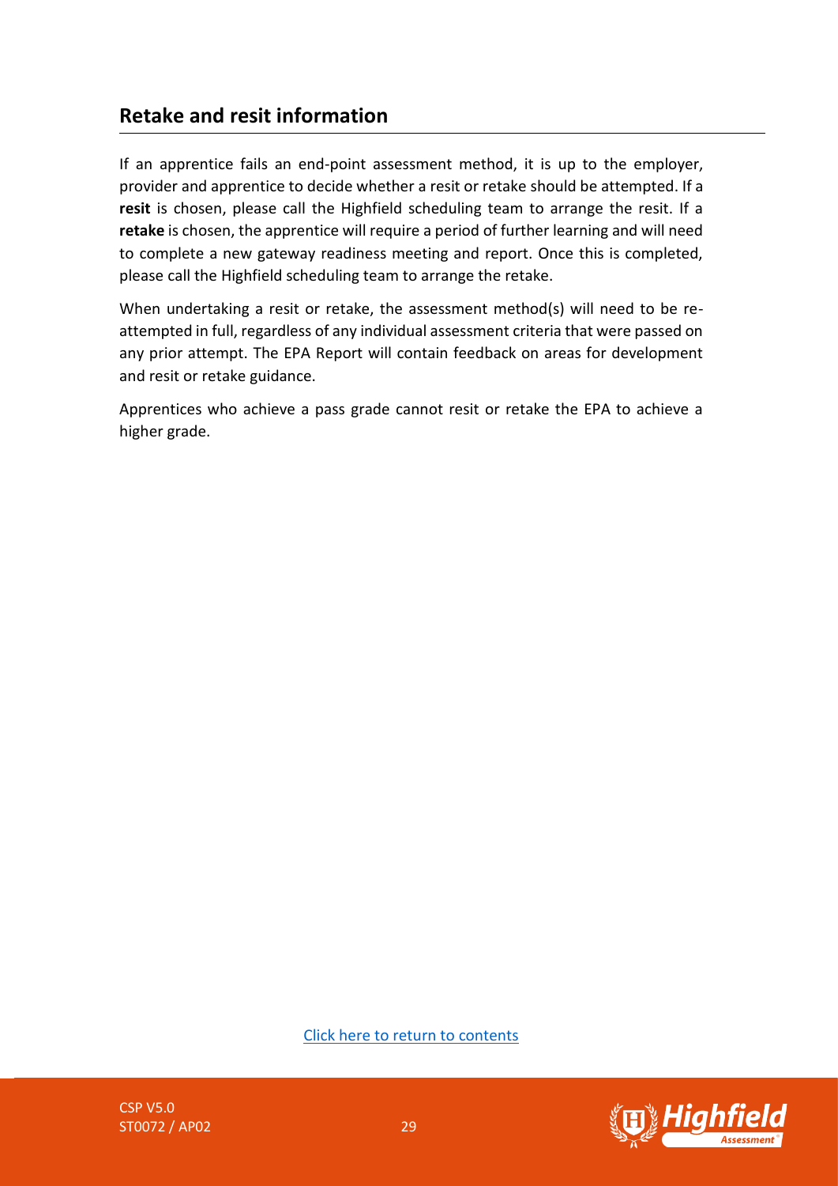## Retake and resit information

If an apprentice fails an end-point assessment method, it is up to the employer, provider and apprentice to decide whether a resit or retake should be attempted. If a **resit** is chosen, please call the Highfield scheduling team to arrange the resit. If a **retake** is chosen, the apprentice will require a period of further learning and will need to complete a new gateway readiness meeting and report. Once this is completed, please call the Highfield scheduling team to arrange the retake.

When undertaking a resit or retake, the assessment method(s) will need to be re-attempted in full, regardless of any individual assessment criteria that were passed on any prior attempt. The EPA Report will contain feedback on areas for development and resit or retake guidance.

Apprentices who achieve a pass grade cannot resit or retake the EPA to achieve a higher grade.

Click here to return to contents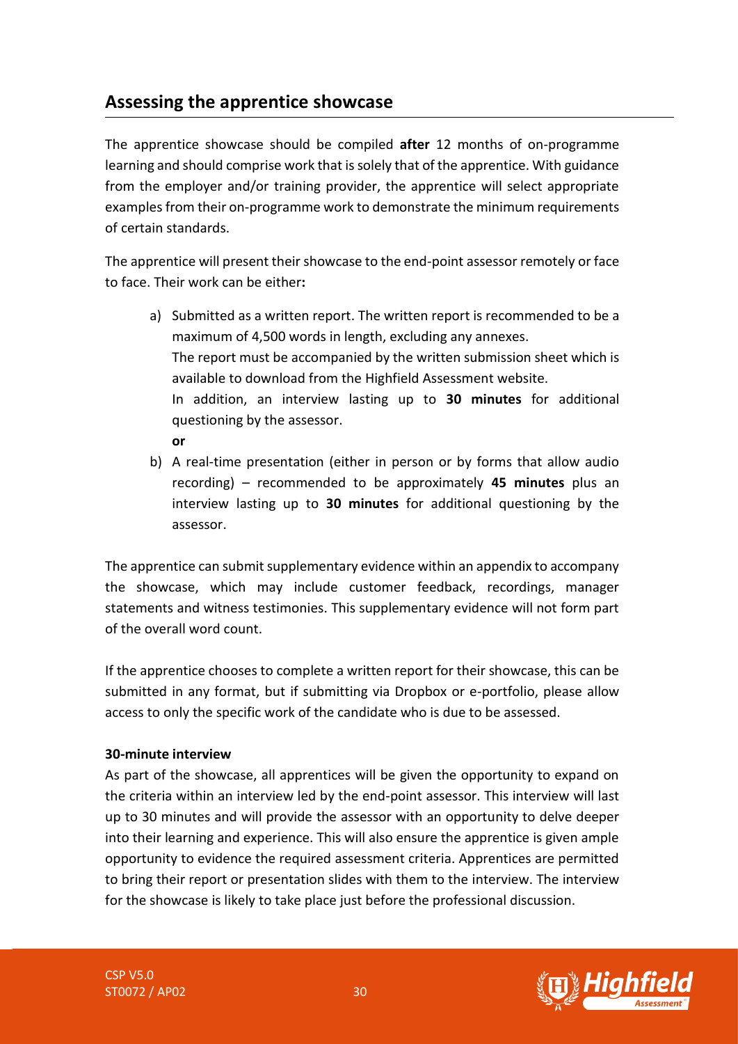## Assessing the apprentice showcase

The apprentice showcase should be compiled **after** 12 months of on-programme learning and should comprise work that is solely that of the apprentice. With guidance from the employer and/or training provider, the apprentice will select appropriate examples from their on-programme work to demonstrate the minimum requirements of certain standards.

The apprentice will present their showcase to the end-point assessor remotely or face to face. Their work can be either**:**

a) Submitted as a written report. The written report is recommended to be a maximum of 4,500 words in length, excluding any annexes.
   The report must be accompanied by the written submission sheet which is available to download from the Highfield Assessment website.
   In addition, an interview lasting up to **30 minutes** for additional questioning by the assessor.
   **or**
b) A real-time presentation (either in person or by forms that allow audio recording) – recommended to be approximately **45 minutes** plus an interview lasting up to **30 minutes** for additional questioning by the assessor.

The apprentice can submit supplementary evidence within an appendix to accompany the showcase, which may include customer feedback, recordings, manager statements and witness testimonies. This supplementary evidence will not form part of the overall word count.

If the apprentice chooses to complete a written report for their showcase, this can be submitted in any format, but if submitting via Dropbox or e-portfolio, please allow access to only the specific work of the candidate who is due to be assessed.

**30-minute interview**

As part of the showcase, all apprentices will be given the opportunity to expand on the criteria within an interview led by the end-point assessor. This interview will last up to 30 minutes and will provide the assessor with an opportunity to delve deeper into their learning and experience. This will also ensure the apprentice is given ample opportunity to evidence the required assessment criteria. Apprentices are permitted to bring their report or presentation slides with them to the interview. The interview for the showcase is likely to take place just before the professional discussion.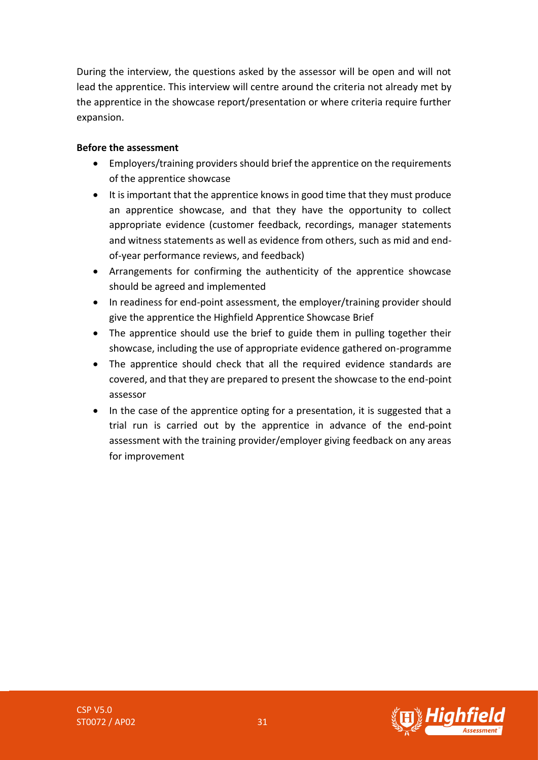During the interview, the questions asked by the assessor will be open and will not lead the apprentice. This interview will centre around the criteria not already met by the apprentice in the showcase report/presentation or where criteria require further expansion.

**Before the assessment**

- Employers/training providers should brief the apprentice on the requirements of the apprentice showcase
- It is important that the apprentice knows in good time that they must produce an apprentice showcase, and that they have the opportunity to collect appropriate evidence (customer feedback, recordings, manager statements and witness statements as well as evidence from others, such as mid and end-of-year performance reviews, and feedback)
- Arrangements for confirming the authenticity of the apprentice showcase should be agreed and implemented
- In readiness for end-point assessment, the employer/training provider should give the apprentice the Highfield Apprentice Showcase Brief
- The apprentice should use the brief to guide them in pulling together their showcase, including the use of appropriate evidence gathered on-programme
- The apprentice should check that all the required evidence standards are covered, and that they are prepared to present the showcase to the end-point assessor
- In the case of the apprentice opting for a presentation, it is suggested that a trial run is carried out by the apprentice in advance of the end-point assessment with the training provider/employer giving feedback on any areas for improvement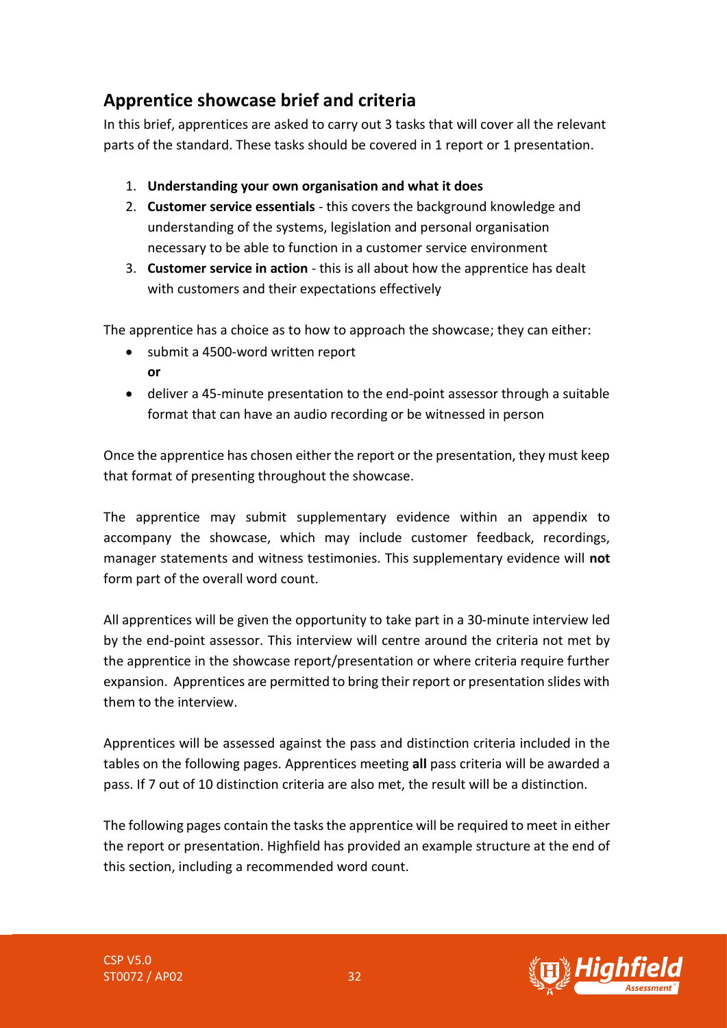## Apprentice showcase brief and criteria

In this brief, apprentices are asked to carry out 3 tasks that will cover all the relevant parts of the standard. These tasks should be covered in 1 report or 1 presentation.

1. **Understanding your own organisation and what it does**
2. **Customer service essentials** - this covers the background knowledge and understanding of the systems, legislation and personal organisation necessary to be able to function in a customer service environment
3. **Customer service in action** - this is all about how the apprentice has dealt with customers and their expectations effectively

The apprentice has a choice as to how to approach the showcase; they can either:

- submit a 4500-word written report
  **or**
- deliver a 45-minute presentation to the end-point assessor through a suitable format that can have an audio recording or be witnessed in person

Once the apprentice has chosen either the report or the presentation, they must keep that format of presenting throughout the showcase.

The apprentice may submit supplementary evidence within an appendix to accompany the showcase, which may include customer feedback, recordings, manager statements and witness testimonies. This supplementary evidence will **not** form part of the overall word count.

All apprentices will be given the opportunity to take part in a 30-minute interview led by the end-point assessor. This interview will centre around the criteria not met by the apprentice in the showcase report/presentation or where criteria require further expansion. Apprentices are permitted to bring their report or presentation slides with them to the interview.

Apprentices will be assessed against the pass and distinction criteria included in the tables on the following pages. Apprentices meeting **all** pass criteria will be awarded a pass. If 7 out of 10 distinction criteria are also met, the result will be a distinction.

The following pages contain the tasks the apprentice will be required to meet in either the report or presentation. Highfield has provided an example structure at the end of this section, including a recommended word count.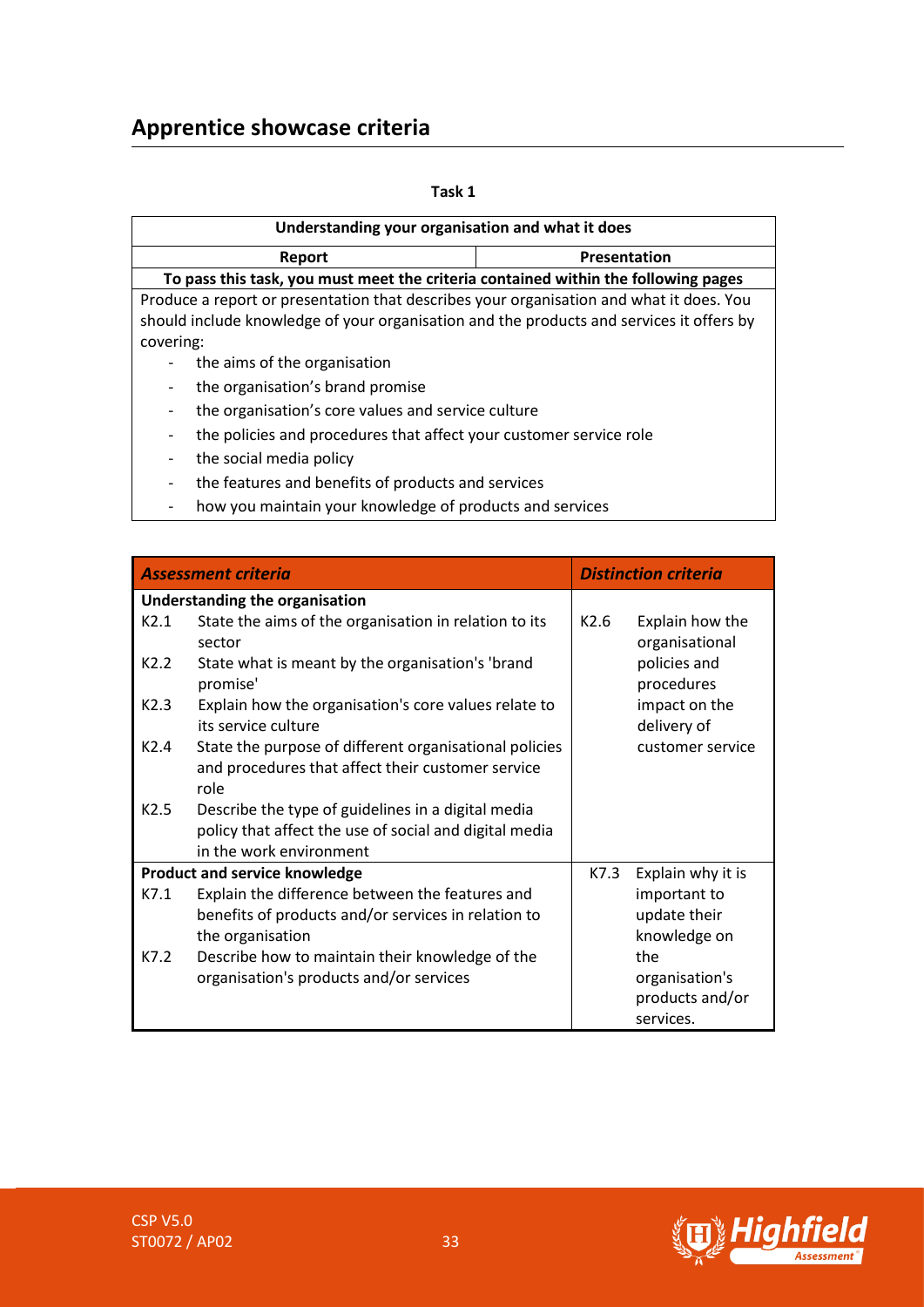## Apprentice showcase criteria

**Task 1**

| Understanding your organisation and what it does | |
|---|---|
| **Report** | **Presentation** |
| **To pass this task, you must meet the criteria contained within the following pages** | |
| Produce a report or presentation that describes your organisation and what it does. You should include knowledge of your organisation and the products and services it offers by covering:<br>- the aims of the organisation<br>- the organisation's brand promise<br>- the organisation's core values and service culture<br>- the policies and procedures that affect your customer service role<br>- the social media policy<br>- the features and benefits of products and services<br>- how you maintain your knowledge of products and services | |

| *Assessment criteria* | | *Distinction criteria* | |
|---|---|---|---|
| **Understanding the organisation** | | | |
| K2.1 | State the aims of the organisation in relation to its sector | K2.6 | Explain how the organisational policies and procedures impact on the delivery of customer service |
| K2.2 | State what is meant by the organisation's 'brand promise' | | |
| K2.3 | Explain how the organisation's core values relate to its service culture | | |
| K2.4 | State the purpose of different organisational policies and procedures that affect their customer service role | | |
| K2.5 | Describe the type of guidelines in a digital media policy that affect the use of social and digital media in the work environment | | |
| **Product and service knowledge** | | | |
| K7.1 | Explain the difference between the features and benefits of products and/or services in relation to the organisation | K7.3 | Explain why it is important to update their knowledge on the organisation's products and/or services. |
| K7.2 | Describe how to maintain their knowledge of the organisation's products and/or services | | |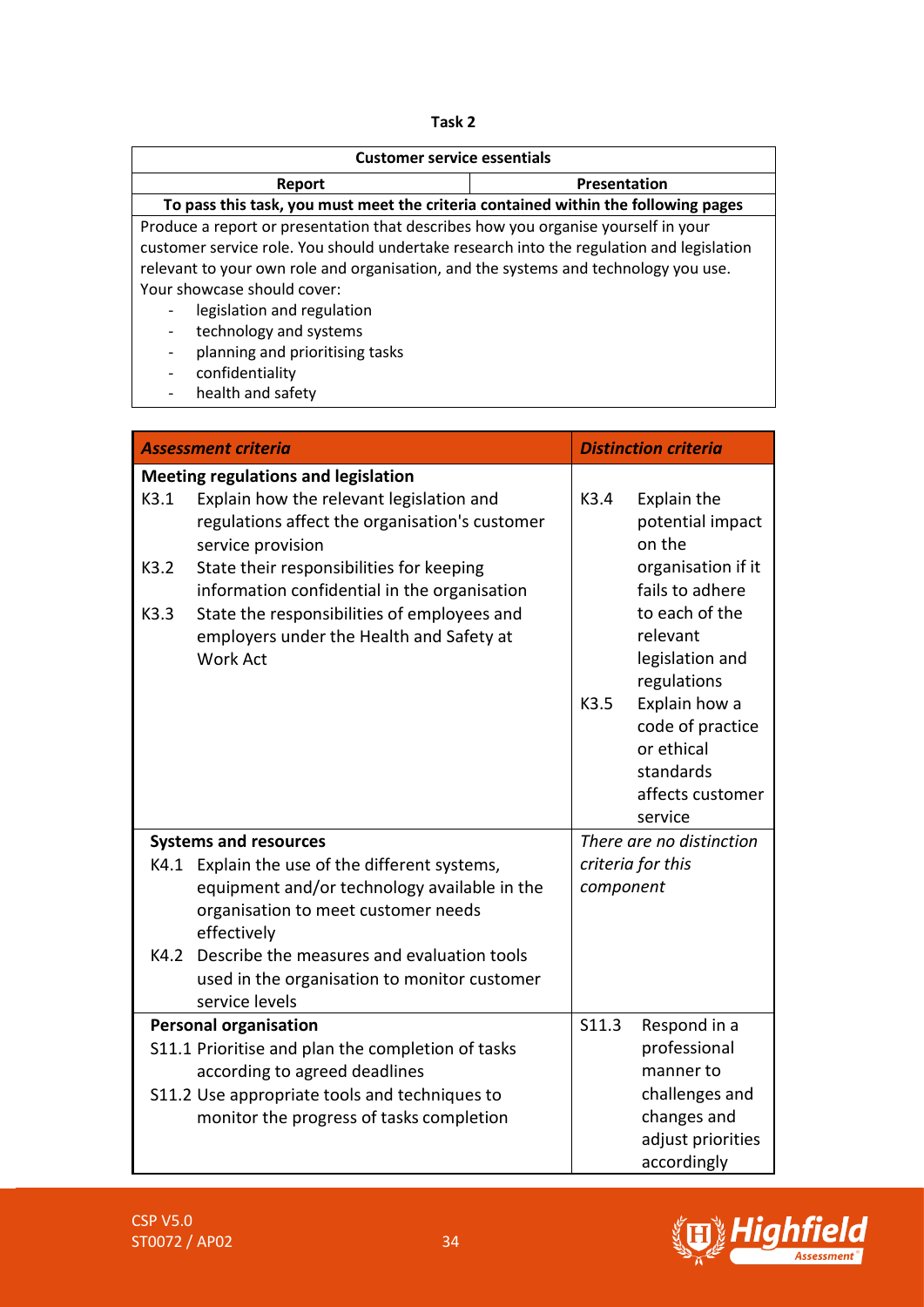**Task 2**

| Customer service essentials | |
|---|---|
| **Report** | **Presentation** |
| **To pass this task, you must meet the criteria contained within the following pages** | |

Produce a report or presentation that describes how you organise yourself in your customer service role. You should undertake research into the regulation and legislation relevant to your own role and organisation, and the systems and technology you use.

Your showcase should cover:

- legislation and regulation
- technology and systems
- planning and prioritising tasks
- confidentiality
- health and safety

| ***Assessment criteria*** | ***Distinction criteria*** |
|---|---|
| **Meeting regulations and legislation**<br>K3.1 Explain how the relevant legislation and regulations affect the organisation's customer service provision<br>K3.2 State their responsibilities for keeping information confidential in the organisation<br>K3.3 State the responsibilities of employees and employers under the Health and Safety at Work Act | K3.4 Explain the potential impact on the organisation if it fails to adhere to each of the relevant legislation and regulations<br>K3.5 Explain how a code of practice or ethical standards affects customer service |
| **Systems and resources**<br>K4.1 Explain the use of the different systems, equipment and/or technology available in the organisation to meet customer needs effectively<br>K4.2 Describe the measures and evaluation tools used in the organisation to monitor customer service levels | *There are no distinction criteria for this component* |
| **Personal organisation**<br>S11.1 Prioritise and plan the completion of tasks according to agreed deadlines<br>S11.2 Use appropriate tools and techniques to monitor the progress of tasks completion | S11.3 Respond in a professional manner to challenges and changes and adjust priorities accordingly |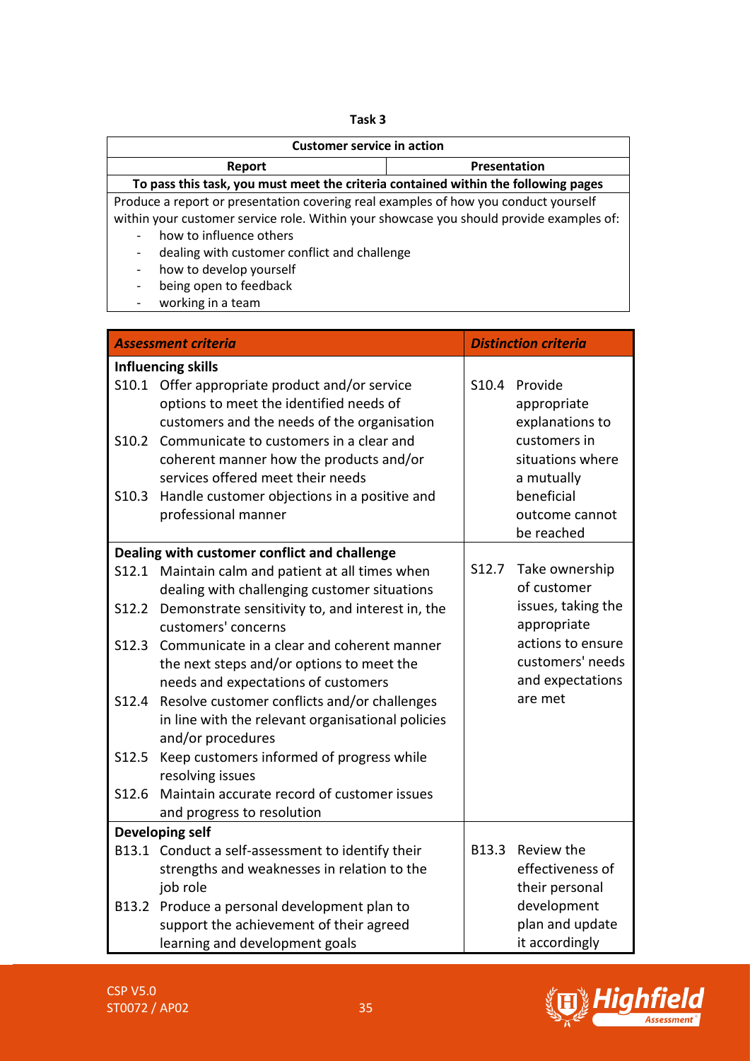**Task 3**

| Customer service in action | |
|---|---|
| **Report** | **Presentation** |
| **To pass this task, you must meet the criteria contained within the following pages** | |

Produce a report or presentation covering real examples of how you conduct yourself within your customer service role. Within your showcase you should provide examples of:

- how to influence others
- dealing with customer conflict and challenge
- how to develop yourself
- being open to feedback
- working in a team

| ***Assessment criteria*** | ***Distinction criteria*** |
|---|---|
| **Influencing skills** | |
| S10.1 Offer appropriate product and/or service options to meet the identified needs of customers and the needs of the organisation<br>S10.2 Communicate to customers in a clear and coherent manner how the products and/or services offered meet their needs<br>S10.3 Handle customer objections in a positive and professional manner | S10.4 Provide appropriate explanations to customers in situations where a mutually beneficial outcome cannot be reached |
| **Dealing with customer conflict and challenge** | |
| S12.1 Maintain calm and patient at all times when dealing with challenging customer situations<br>S12.2 Demonstrate sensitivity to, and interest in, the customers' concerns<br>S12.3 Communicate in a clear and coherent manner the next steps and/or options to meet the needs and expectations of customers<br>S12.4 Resolve customer conflicts and/or challenges in line with the relevant organisational policies and/or procedures<br>S12.5 Keep customers informed of progress while resolving issues<br>S12.6 Maintain accurate record of customer issues and progress to resolution | S12.7 Take ownership of customer issues, taking the appropriate actions to ensure customers' needs and expectations are met |
| **Developing self** | |
| B13.1 Conduct a self-assessment to identify their strengths and weaknesses in relation to the job role<br>B13.2 Produce a personal development plan to support the achievement of their agreed learning and development goals | B13.3 Review the effectiveness of their personal development plan and update it accordingly |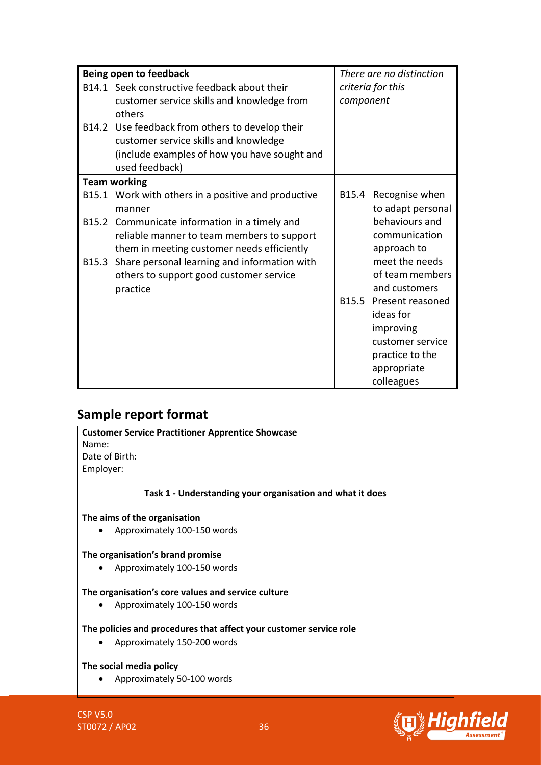| | |
|---|---|
| **Being open to feedback**<br>B14.1 Seek constructive feedback about their customer service skills and knowledge from others<br>B14.2 Use feedback from others to develop their customer service skills and knowledge (include examples of how you have sought and used feedback) | *There are no distinction criteria for this component* |
| **Team working**<br>B15.1 Work with others in a positive and productive manner<br>B15.2 Communicate information in a timely and reliable manner to team members to support them in meeting customer needs efficiently<br>B15.3 Share personal learning and information with others to support good customer service practice | B15.4 Recognise when to adapt personal behaviours and communication approach to meet the needs of team members and customers<br>B15.5 Present reasoned ideas for improving customer service practice to the appropriate colleagues |

## Sample report format

**Customer Service Practitioner Apprentice Showcase**

Name:

Date of Birth:

Employer:

**Task 1 - Understanding your organisation and what it does**

**The aims of the organisation**

- Approximately 100-150 words

**The organisation's brand promise**

- Approximately 100-150 words

**The organisation's core values and service culture**

- Approximately 100-150 words

**The policies and procedures that affect your customer service role**

- Approximately 150-200 words

**The social media policy**

- Approximately 50-100 words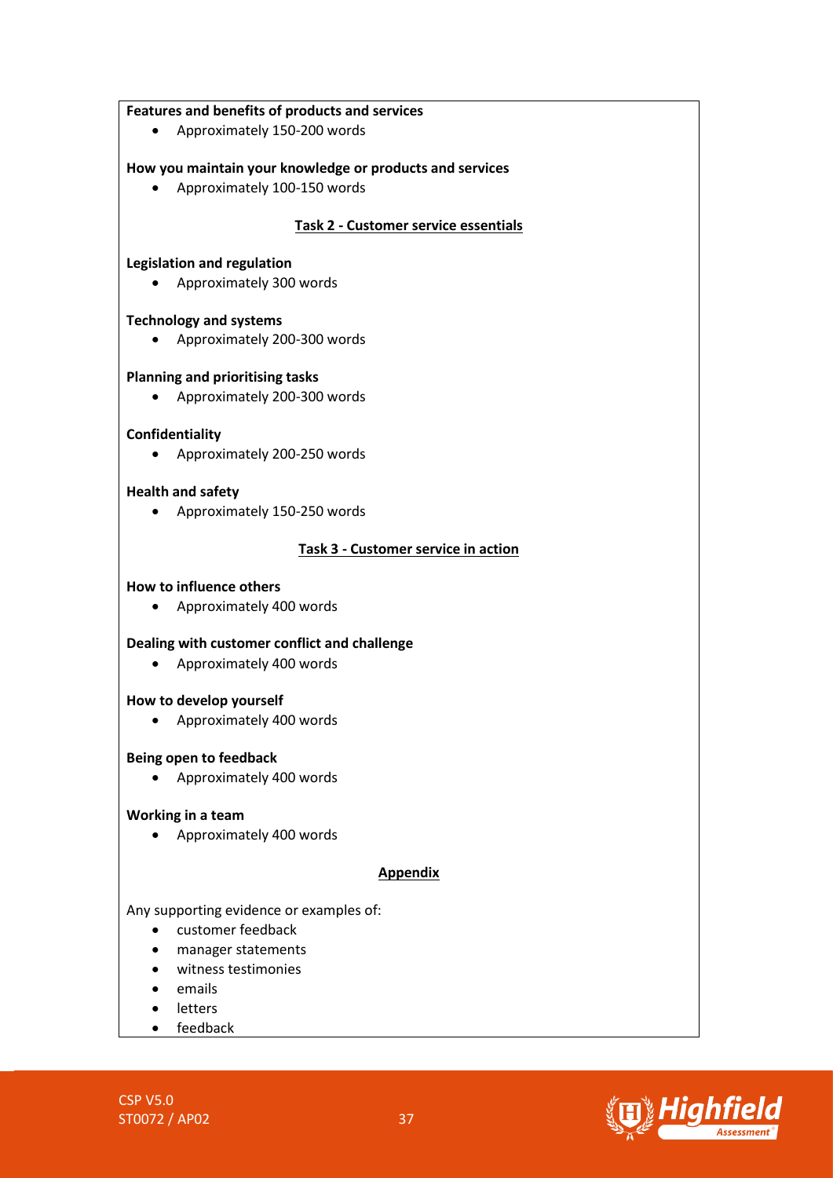**Features and benefits of products and services**

- Approximately 150-200 words

**How you maintain your knowledge or products and services**

- Approximately 100-150 words

**Task 2 - Customer service essentials**

**Legislation and regulation**

- Approximately 300 words

**Technology and systems**

- Approximately 200-300 words

**Planning and prioritising tasks**

- Approximately 200-300 words

**Confidentiality**

- Approximately 200-250 words

**Health and safety**

- Approximately 150-250 words

**Task 3 - Customer service in action**

**How to influence others**

- Approximately 400 words

**Dealing with customer conflict and challenge**

- Approximately 400 words

**How to develop yourself**

- Approximately 400 words

**Being open to feedback**

- Approximately 400 words

**Working in a team**

- Approximately 400 words

**Appendix**

Any supporting evidence or examples of:

- customer feedback
- manager statements
- witness testimonies
- emails
- letters
- feedback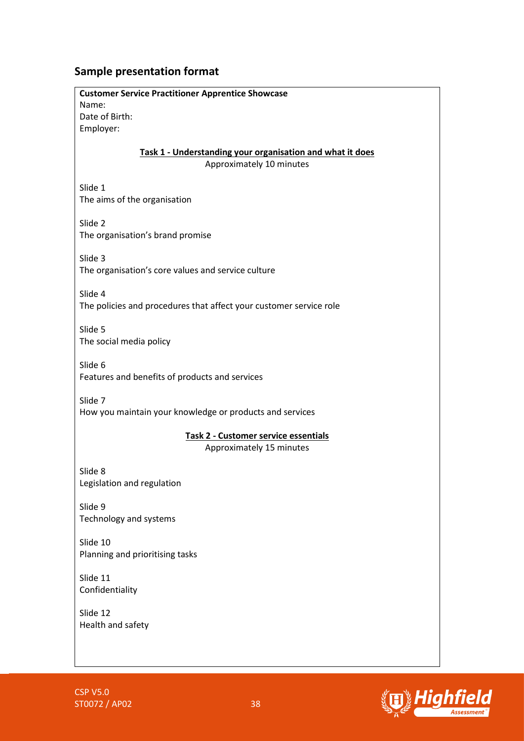## Sample presentation format

**Customer Service Practitioner Apprentice Showcase**
Name:
Date of Birth:
Employer:

**Task 1 - Understanding your organisation and what it does**
Approximately 10 minutes

Slide 1
The aims of the organisation

Slide 2
The organisation's brand promise

Slide 3
The organisation's core values and service culture

Slide 4
The policies and procedures that affect your customer service role

Slide 5
The social media policy

Slide 6
Features and benefits of products and services

Slide 7
How you maintain your knowledge or products and services

**Task 2 - Customer service essentials**
Approximately 15 minutes

Slide 8
Legislation and regulation

Slide 9
Technology and systems

Slide 10
Planning and prioritising tasks

Slide 11
Confidentiality

Slide 12
Health and safety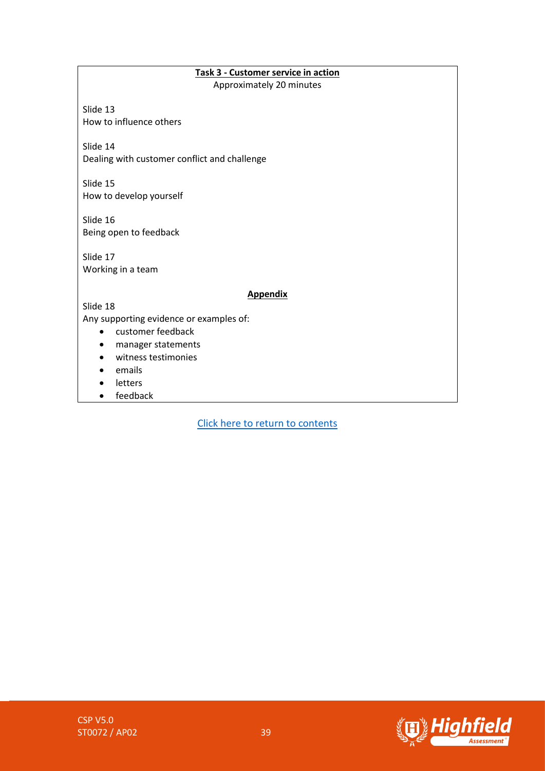**Task 3 - Customer service in action**

Approximately 20 minutes

Slide 13
How to influence others

Slide 14
Dealing with customer conflict and challenge

Slide 15
How to develop yourself

Slide 16
Being open to feedback

Slide 17
Working in a team

**Appendix**

Slide 18
Any supporting evidence or examples of:

- customer feedback
- manager statements
- witness testimonies
- emails
- letters
- feedback

Click here to return to contents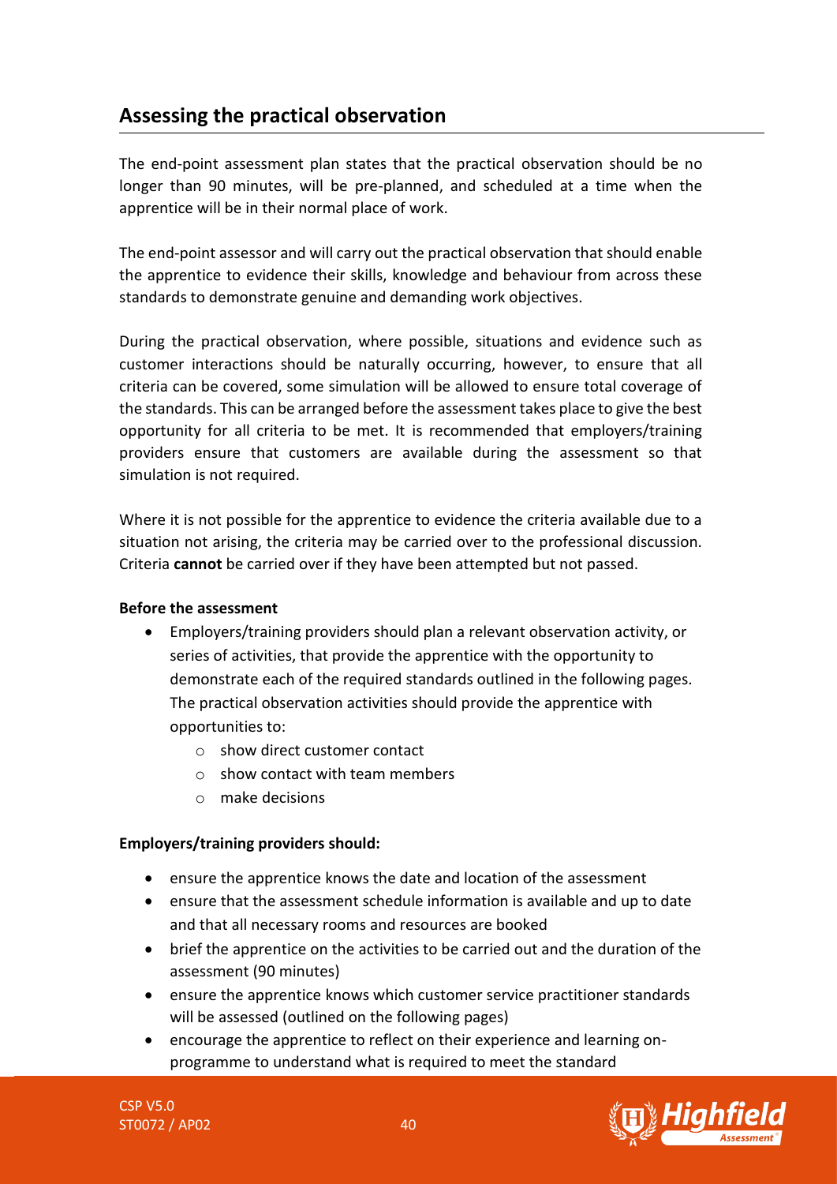## Assessing the practical observation

The end-point assessment plan states that the practical observation should be no longer than 90 minutes, will be pre-planned, and scheduled at a time when the apprentice will be in their normal place of work.

The end-point assessor and will carry out the practical observation that should enable the apprentice to evidence their skills, knowledge and behaviour from across these standards to demonstrate genuine and demanding work objectives.

During the practical observation, where possible, situations and evidence such as customer interactions should be naturally occurring, however, to ensure that all criteria can be covered, some simulation will be allowed to ensure total coverage of the standards. This can be arranged before the assessment takes place to give the best opportunity for all criteria to be met. It is recommended that employers/training providers ensure that customers are available during the assessment so that simulation is not required.

Where it is not possible for the apprentice to evidence the criteria available due to a situation not arising, the criteria may be carried over to the professional discussion. Criteria **cannot** be carried over if they have been attempted but not passed.

**Before the assessment**

- Employers/training providers should plan a relevant observation activity, or series of activities, that provide the apprentice with the opportunity to demonstrate each of the required standards outlined in the following pages. The practical observation activities should provide the apprentice with opportunities to:
  - show direct customer contact
  - show contact with team members
  - make decisions

**Employers/training providers should:**

- ensure the apprentice knows the date and location of the assessment
- ensure that the assessment schedule information is available and up to date and that all necessary rooms and resources are booked
- brief the apprentice on the activities to be carried out and the duration of the assessment (90 minutes)
- ensure the apprentice knows which customer service practitioner standards will be assessed (outlined on the following pages)
- encourage the apprentice to reflect on their experience and learning on-programme to understand what is required to meet the standard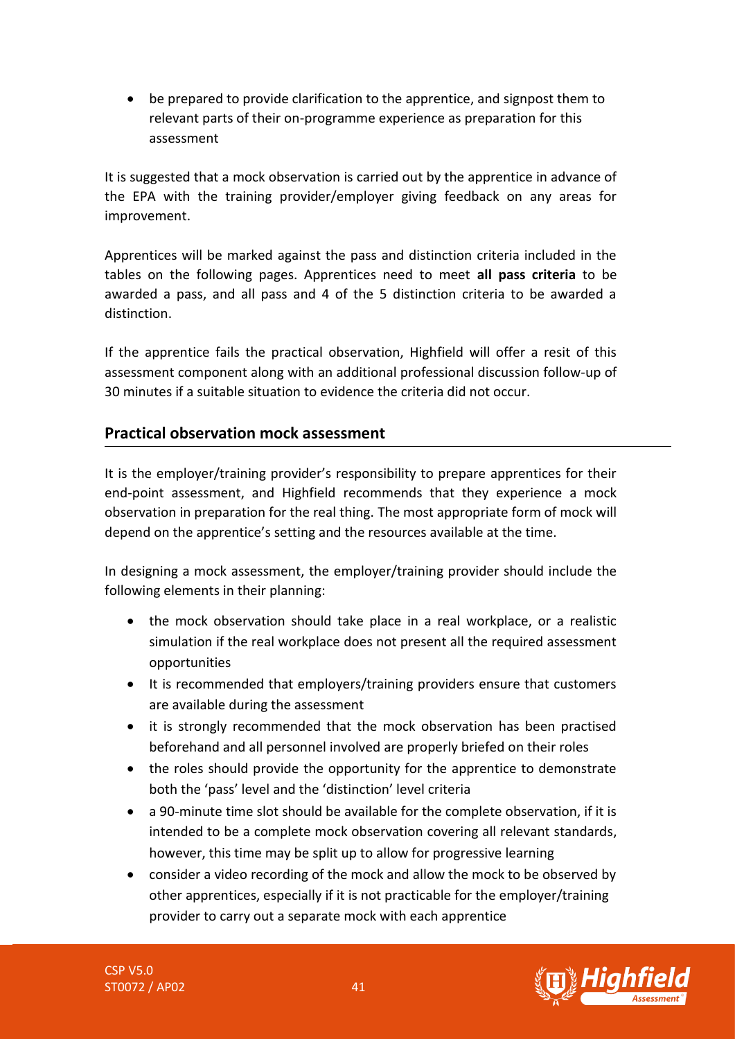- be prepared to provide clarification to the apprentice, and signpost them to relevant parts of their on-programme experience as preparation for this assessment

It is suggested that a mock observation is carried out by the apprentice in advance of the EPA with the training provider/employer giving feedback on any areas for improvement.

Apprentices will be marked against the pass and distinction criteria included in the tables on the following pages. Apprentices need to meet **all pass criteria** to be awarded a pass, and all pass and 4 of the 5 distinction criteria to be awarded a distinction.

If the apprentice fails the practical observation, Highfield will offer a resit of this assessment component along with an additional professional discussion follow-up of 30 minutes if a suitable situation to evidence the criteria did not occur.

## Practical observation mock assessment

It is the employer/training provider's responsibility to prepare apprentices for their end-point assessment, and Highfield recommends that they experience a mock observation in preparation for the real thing. The most appropriate form of mock will depend on the apprentice's setting and the resources available at the time.

In designing a mock assessment, the employer/training provider should include the following elements in their planning:

- the mock observation should take place in a real workplace, or a realistic simulation if the real workplace does not present all the required assessment opportunities
- It is recommended that employers/training providers ensure that customers are available during the assessment
- it is strongly recommended that the mock observation has been practised beforehand and all personnel involved are properly briefed on their roles
- the roles should provide the opportunity for the apprentice to demonstrate both the 'pass' level and the 'distinction' level criteria
- a 90-minute time slot should be available for the complete observation, if it is intended to be a complete mock observation covering all relevant standards, however, this time may be split up to allow for progressive learning
- consider a video recording of the mock and allow the mock to be observed by other apprentices, especially if it is not practicable for the employer/training provider to carry out a separate mock with each apprentice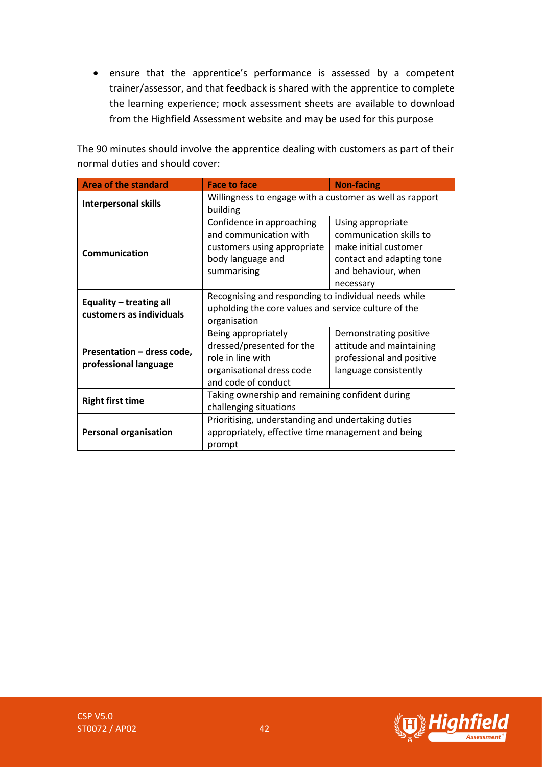- ensure that the apprentice's performance is assessed by a competent trainer/assessor, and that feedback is shared with the apprentice to complete the learning experience; mock assessment sheets are available to download from the Highfield Assessment website and may be used for this purpose

The 90 minutes should involve the apprentice dealing with customers as part of their normal duties and should cover:

| Area of the standard | Face to face | Non-facing |
|---|---|---|
| **Interpersonal skills** | Willingness to engage with a customer as well as rapport building | |
| **Communication** | Confidence in approaching and communication with customers using appropriate body language and summarising | Using appropriate communication skills to make initial customer contact and adapting tone and behaviour, when necessary |
| **Equality – treating all customers as individuals** | Recognising and responding to individual needs while upholding the core values and service culture of the organisation | |
| **Presentation – dress code, professional language** | Being appropriately dressed/presented for the role in line with organisational dress code and code of conduct | Demonstrating positive attitude and maintaining professional and positive language consistently |
| **Right first time** | Taking ownership and remaining confident during challenging situations | |
| **Personal organisation** | Prioritising, understanding and undertaking duties appropriately, effective time management and being prompt | |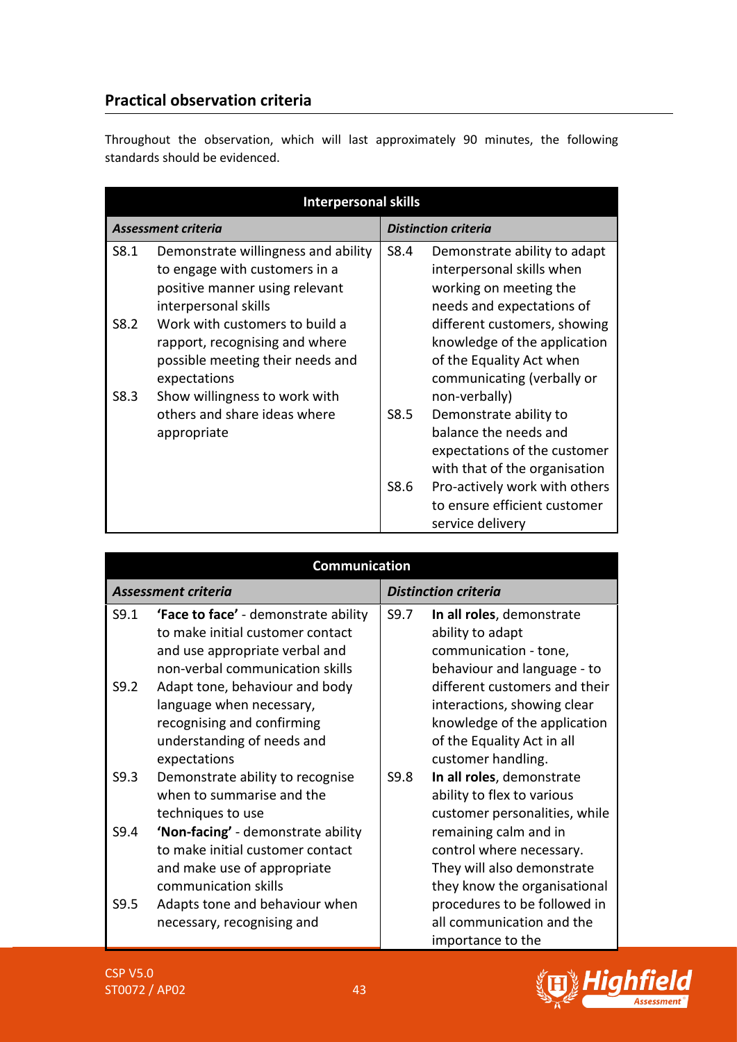## Practical observation criteria

Throughout the observation, which will last approximately 90 minutes, the following standards should be evidenced.

| **Interpersonal skills** | | | |
|---|---|---|---|
| ***Assessment criteria*** | | ***Distinction criteria*** | |
| S8.1 | Demonstrate willingness and ability to engage with customers in a positive manner using relevant interpersonal skills | S8.4 | Demonstrate ability to adapt interpersonal skills when working on meeting the needs and expectations of different customers, showing knowledge of the application of the Equality Act when communicating (verbally or non-verbally) |
| S8.2 | Work with customers to build a rapport, recognising and where possible meeting their needs and expectations | S8.5 | Demonstrate ability to balance the needs and expectations of the customer with that of the organisation |
| S8.3 | Show willingness to work with others and share ideas where appropriate | S8.6 | Pro-actively work with others to ensure efficient customer service delivery |

| **Communication** | | | |
|---|---|---|---|
| ***Assessment criteria*** | | ***Distinction criteria*** | |
| S9.1 | **'Face to face'** - demonstrate ability to make initial customer contact and use appropriate verbal and non-verbal communication skills | S9.7 | **In all roles**, demonstrate ability to adapt communication - tone, behaviour and language - to different customers and their interactions, showing clear knowledge of the application of the Equality Act in all customer handling. |
| S9.2 | Adapt tone, behaviour and body language when necessary, recognising and confirming understanding of needs and expectations | S9.8 | **In all roles**, demonstrate ability to flex to various customer personalities, while remaining calm and in control where necessary. They will also demonstrate they know the organisational procedures to be followed in all communication and the importance to the |
| S9.3 | Demonstrate ability to recognise when to summarise and the techniques to use | | |
| S9.4 | **'Non-facing'** - demonstrate ability to make initial customer contact and make use of appropriate communication skills | | |
| S9.5 | Adapts tone and behaviour when necessary, recognising and | | |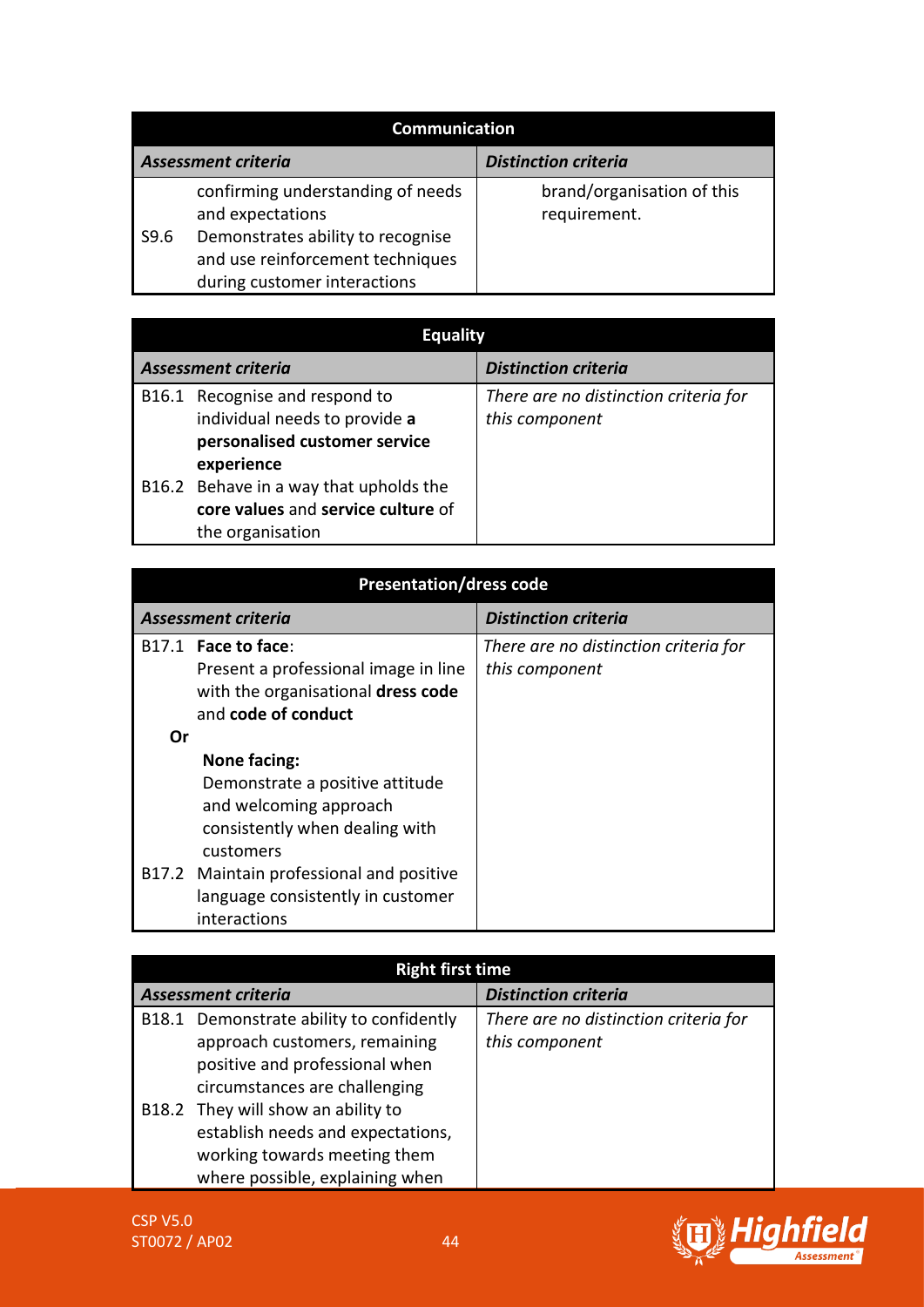| Communication | | |
|---|---|---|
| ***Assessment criteria*** | | ***Distinction criteria*** |
| | confirming understanding of needs and expectations | brand/organisation of this requirement. |
| S9.6 | Demonstrates ability to recognise and use reinforcement techniques during customer interactions | |

| Equality | | |
|---|---|---|
| ***Assessment criteria*** | | ***Distinction criteria*** |
| B16.1 | Recognise and respond to individual needs to provide **a personalised customer service experience** | *There are no distinction criteria for this component* |
| B16.2 | Behave in a way that upholds the **core values** and **service culture** of the organisation | |

| Presentation/dress code | | |
|---|---|---|
| ***Assessment criteria*** | | ***Distinction criteria*** |
| B17.1 | **Face to face**: Present a professional image in line with the organisational **dress code** and **code of conduct** | *There are no distinction criteria for this component* |
| **Or** | **None facing:** Demonstrate a positive attitude and welcoming approach consistently when dealing with customers | |
| B17.2 | Maintain professional and positive language consistently in customer interactions | |

| Right first time | | |
|---|---|---|
| ***Assessment criteria*** | | ***Distinction criteria*** |
| B18.1 | Demonstrate ability to confidently approach customers, remaining positive and professional when circumstances are challenging | *There are no distinction criteria for this component* |
| B18.2 | They will show an ability to establish needs and expectations, working towards meeting them where possible, explaining when | |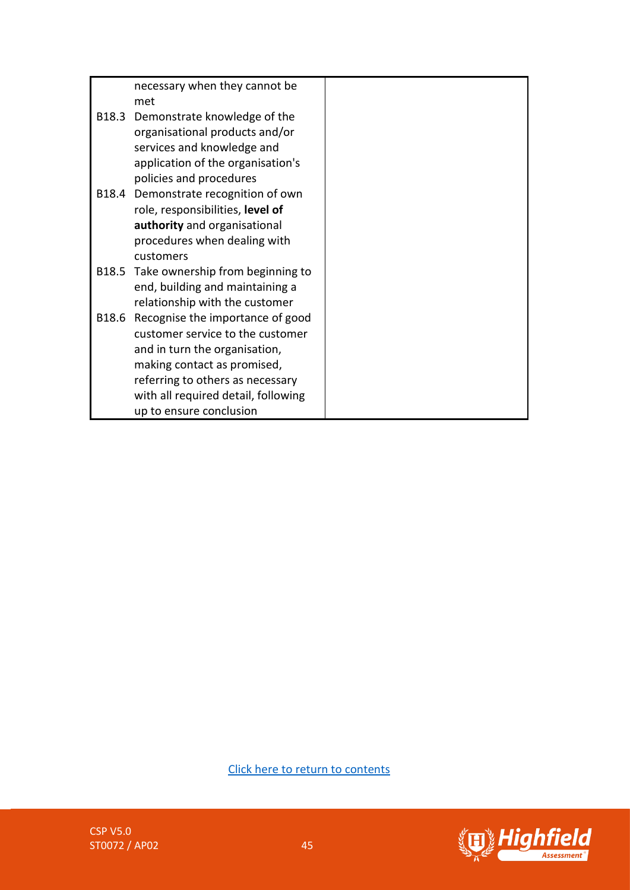| | |
|---|---|
| necessary when they cannot be met<br>B18.3 Demonstrate knowledge of the organisational products and/or services and knowledge and application of the organisation's policies and procedures<br>B18.4 Demonstrate recognition of own role, responsibilities, **level of authority** and organisational procedures when dealing with customers<br>B18.5 Take ownership from beginning to end, building and maintaining a relationship with the customer<br>B18.6 Recognise the importance of good customer service to the customer and in turn the organisation, making contact as promised, referring to others as necessary with all required detail, following up to ensure conclusion | |

Click here to return to contents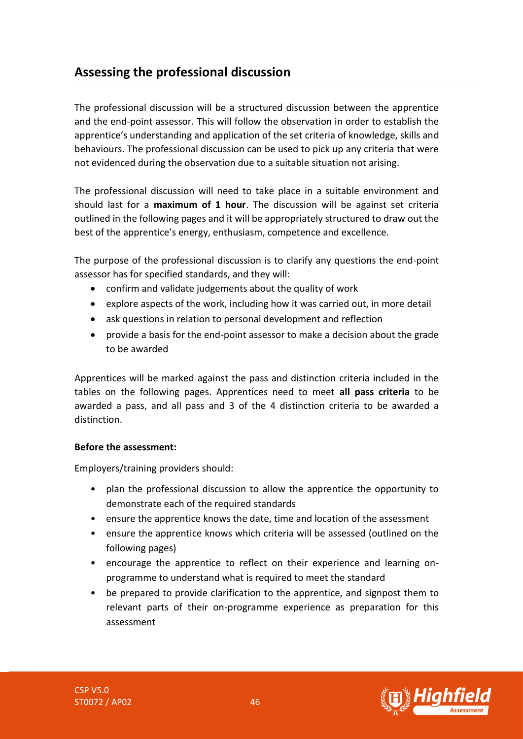## Assessing the professional discussion

The professional discussion will be a structured discussion between the apprentice and the end-point assessor. This will follow the observation in order to establish the apprentice's understanding and application of the set criteria of knowledge, skills and behaviours. The professional discussion can be used to pick up any criteria that were not evidenced during the observation due to a suitable situation not arising.

The professional discussion will need to take place in a suitable environment and should last for a **maximum of 1 hour**. The discussion will be against set criteria outlined in the following pages and it will be appropriately structured to draw out the best of the apprentice's energy, enthusiasm, competence and excellence.

The purpose of the professional discussion is to clarify any questions the end-point assessor has for specified standards, and they will:

- confirm and validate judgements about the quality of work
- explore aspects of the work, including how it was carried out, in more detail
- ask questions in relation to personal development and reflection
- provide a basis for the end-point assessor to make a decision about the grade to be awarded

Apprentices will be marked against the pass and distinction criteria included in the tables on the following pages. Apprentices need to meet **all pass criteria** to be awarded a pass, and all pass and 3 of the 4 distinction criteria to be awarded a distinction.

**Before the assessment:**

Employers/training providers should:

- plan the professional discussion to allow the apprentice the opportunity to demonstrate each of the required standards
- ensure the apprentice knows the date, time and location of the assessment
- ensure the apprentice knows which criteria will be assessed (outlined on the following pages)
- encourage the apprentice to reflect on their experience and learning on-programme to understand what is required to meet the standard
- be prepared to provide clarification to the apprentice, and signpost them to relevant parts of their on-programme experience as preparation for this assessment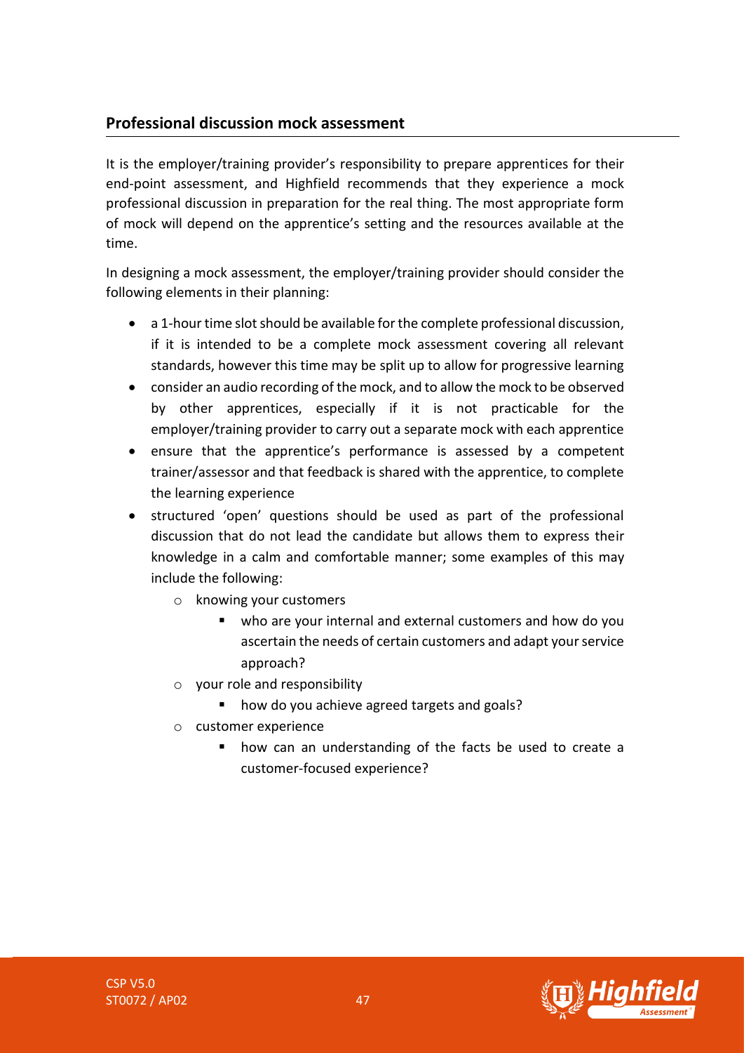## Professional discussion mock assessment

It is the employer/training provider's responsibility to prepare apprentices for their end-point assessment, and Highfield recommends that they experience a mock professional discussion in preparation for the real thing. The most appropriate form of mock will depend on the apprentice's setting and the resources available at the time.

In designing a mock assessment, the employer/training provider should consider the following elements in their planning:

- a 1-hour time slot should be available for the complete professional discussion, if it is intended to be a complete mock assessment covering all relevant standards, however this time may be split up to allow for progressive learning
- consider an audio recording of the mock, and to allow the mock to be observed by other apprentices, especially if it is not practicable for the employer/training provider to carry out a separate mock with each apprentice
- ensure that the apprentice's performance is assessed by a competent trainer/assessor and that feedback is shared with the apprentice, to complete the learning experience
- structured 'open' questions should be used as part of the professional discussion that do not lead the candidate but allows them to express their knowledge in a calm and comfortable manner; some examples of this may include the following:
    - knowing your customers
        - who are your internal and external customers and how do you ascertain the needs of certain customers and adapt your service approach?
    - your role and responsibility
        - how do you achieve agreed targets and goals?
    - customer experience
        - how can an understanding of the facts be used to create a customer-focused experience?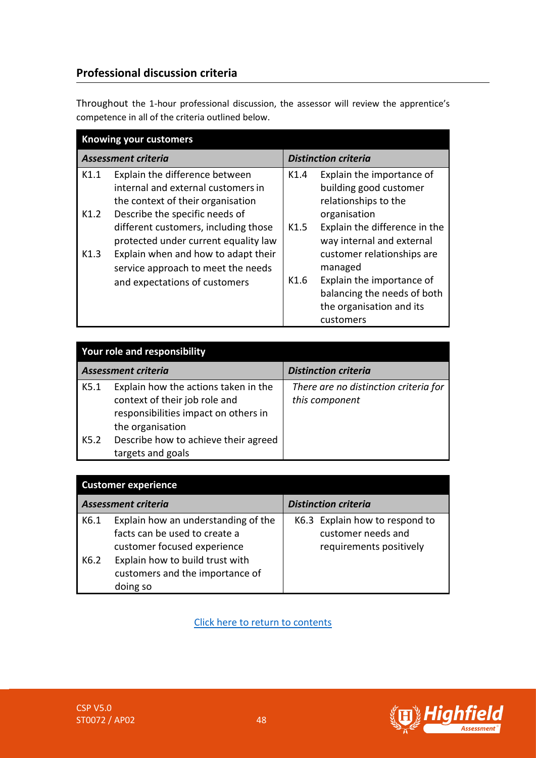## Professional discussion criteria

Throughout the 1-hour professional discussion, the assessor will review the apprentice's competence in all of the criteria outlined below.

| **Knowing your customers** | |
|---|---|
| ***Assessment criteria*** | ***Distinction criteria*** |
| K1.1 Explain the difference between internal and external customers in the context of their organisation<br>K1.2 Describe the specific needs of different customers, including those protected under current equality law<br>K1.3 Explain when and how to adapt their service approach to meet the needs and expectations of customers | K1.4 Explain the importance of building good customer relationships to the organisation<br>K1.5 Explain the difference in the way internal and external customer relationships are managed<br>K1.6 Explain the importance of balancing the needs of both the organisation and its customers |

| **Your role and responsibility** | |
|---|---|
| ***Assessment criteria*** | ***Distinction criteria*** |
| K5.1 Explain how the actions taken in the context of their job role and responsibilities impact on others in the organisation<br>K5.2 Describe how to achieve their agreed targets and goals | *There are no distinction criteria for this component* |

| **Customer experience** | |
|---|---|
| ***Assessment criteria*** | ***Distinction criteria*** |
| K6.1 Explain how an understanding of the facts can be used to create a customer focused experience<br>K6.2 Explain how to build trust with customers and the importance of doing so | K6.3 Explain how to respond to customer needs and requirements positively |

Click here to return to contents